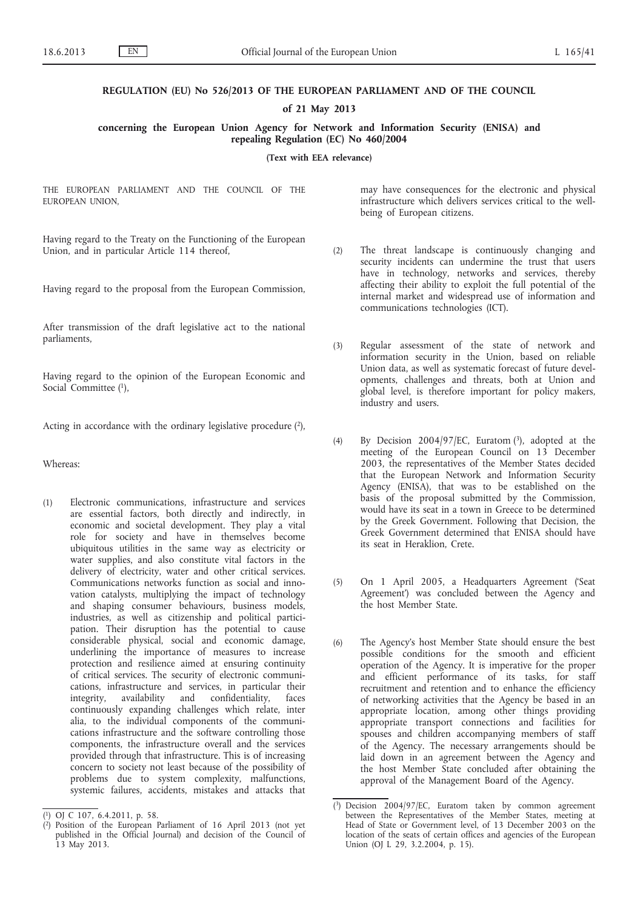**REGULATION (EU) No 526/2013 OF THE EUROPEAN PARLIAMENT AND OF THE COUNCIL**

**of 21 May 2013**

**concerning the European Union Agency for Network and Information Security (ENISA) and repealing Regulation (EC) No 460/2004**

**(Text with EEA relevance)**

THE EUROPEAN PARLIAMENT AND THE COUNCIL OF THE EUROPEAN UNION,

Having regard to the Treaty on the Functioning of the European Union, and in particular Article 114 thereof,

Having regard to the proposal from the European Commission,

After transmission of the draft legislative act to the national parliaments,

Having regard to the opinion of the European Economic and Social Committee [1],

Acting in accordance with the ordinary legislative procedure [2],

Whereas:

(1) Electronic communications, infrastructure and services are essential factors, both directly and indirectly, in economic and societal development. They play a vital role for society and have in themselves become ubiquitous utilities in the same way as electricity or water supplies, and also constitute vital factors in the delivery of electricity, water and other critical services. Communications networks function as social and innovation catalysts, multiplying the impact of technology and shaping consumer behaviours, business models, industries, as well as citizenship and political participation. Their disruption has the potential to cause considerable physical, social and economic damage, underlining the importance of measures to increase protection and resilience aimed at ensuring continuity of critical services. The security of electronic communications, infrastructure and services, in particular their integrity, availability and confidentiality, faces continuously expanding challenges which relate, inter alia, to the individual components of the communications infrastructure and the software controlling those components, the infrastructure overall and the services provided through that infrastructure. This is of increasing concern to society not least because of the possibility of problems due to system complexity, malfunctions, systemic failures, accidents, mistakes and attacks that may have consequences for the electronic and physical infrastructure which delivers services critical to the well-being of European citizens.

(2) The threat landscape is continuously changing and security incidents can undermine the trust that users have in technology, networks and services, thereby affecting their ability to exploit the full potential of the internal market and widespread use of information and communications technologies (ICT).

(3) Regular assessment of the state of network and information security in the Union, based on reliable Union data, as well as systematic forecast of future developments, challenges and threats, both at Union and global level, is therefore important for policy makers, industry and users.

(4) By Decision 2004/97/EC, Euratom [3], adopted at the meeting of the European Council on 13 December 2003, the representatives of the Member States decided that the European Network and Information Security Agency (ENISA), that was to be established on the basis of the proposal submitted by the Commission, would have its seat in a town in Greece to be determined by the Greek Government. Following that Decision, the Greek Government determined that ENISA should have its seat in Heraklion, Crete.

(5) On 1 April 2005, a Headquarters Agreement ('Seat Agreement') was concluded between the Agency and the host Member State.

(6) The Agency's host Member State should ensure the best possible conditions for the smooth and efficient operation of the Agency. It is imperative for the proper and efficient performance of its tasks, for staff recruitment and retention and to enhance the efficiency of networking activities that the Agency be based in an appropriate location, among other things providing appropriate transport connections and facilities for spouses and children accompanying members of staff of the Agency. The necessary arrangements should be laid down in an agreement between the Agency and the host Member State concluded after obtaining the approval of the Management Board of the Agency.

---

[1] OJ C 107, 6.4.2011, p. 58.

[2] Position of the European Parliament of 16 April 2013 (not yet published in the Official Journal) and decision of the Council of 13 May 2013.

[3] Decision 2004/97/EC, Euratom taken by common agreement between the Representatives of the Member States, meeting at Head of State or Government level, of 13 December 2003 on the location of the seats of certain offices and agencies of the European Union (OJ L 29, 3.2.2004, p. 15).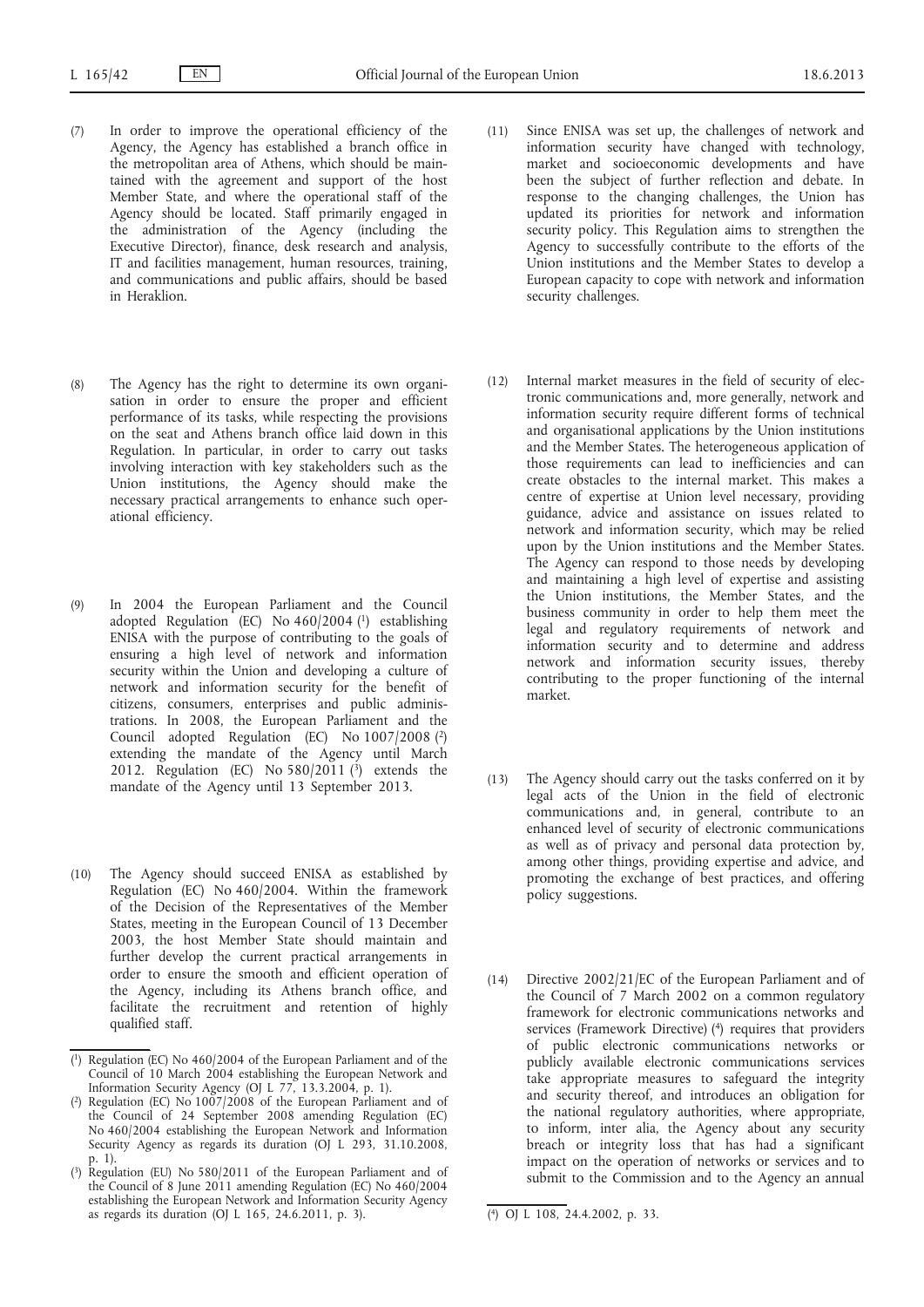(7) In order to improve the operational efficiency of the Agency, the Agency has established a branch office in the metropolitan area of Athens, which should be maintained with the agreement and support of the host Member State, and where the operational staff of the Agency should be located. Staff primarily engaged in the administration of the Agency (including the Executive Director), finance, desk research and analysis, IT and facilities management, human resources, training, and communications and public affairs, should be based in Heraklion.

(8) The Agency has the right to determine its own organisation in order to ensure the proper and efficient performance of its tasks, while respecting the provisions on the seat and Athens branch office laid down in this Regulation. In particular, in order to carry out tasks involving interaction with key stakeholders such as the Union institutions, the Agency should make the necessary practical arrangements to enhance such operational efficiency.

(9) In 2004 the European Parliament and the Council adopted Regulation (EC) No 460/2004 [1] establishing ENISA with the purpose of contributing to the goals of ensuring a high level of network and information security within the Union and developing a culture of network and information security for the benefit of citizens, consumers, enterprises and public administrations. In 2008, the European Parliament and the Council adopted Regulation (EC) No 1007/2008 [2] extending the mandate of the Agency until March 2012. Regulation (EC) No 580/2011 [3] extends the mandate of the Agency until 13 September 2013.

(10) The Agency should succeed ENISA as established by Regulation (EC) No 460/2004. Within the framework of the Decision of the Representatives of the Member States, meeting in the European Council of 13 December 2003, the host Member State should maintain and further develop the current practical arrangements in order to ensure the smooth and efficient operation of the Agency, including its Athens branch office, and facilitate the recruitment and retention of highly qualified staff.

(11) Since ENISA was set up, the challenges of network and information security have changed with technology, market and socioeconomic developments and have been the subject of further reflection and debate. In response to the changing challenges, the Union has updated its priorities for network and information security policy. This Regulation aims to strengthen the Agency to successfully contribute to the efforts of the Union institutions and the Member States to develop a European capacity to cope with network and information security challenges.

(12) Internal market measures in the field of security of electronic communications and, more generally, network and information security require different forms of technical and organisational applications by the Union institutions and the Member States. The heterogeneous application of those requirements can lead to inefficiencies and can create obstacles to the internal market. This makes a centre of expertise at Union level necessary, providing guidance, advice and assistance on issues related to network and information security, which may be relied upon by the Union institutions and the Member States. The Agency can respond to those needs by developing and maintaining a high level of expertise and assisting the Union institutions, the Member States, and the business community in order to help them meet the legal and regulatory requirements of network and information security and to determine and address network and information security issues, thereby contributing to the proper functioning of the internal market.

(13) The Agency should carry out the tasks conferred on it by legal acts of the Union in the field of electronic communications and, in general, contribute to an enhanced level of security of electronic communications as well as of privacy and personal data protection by, among other things, providing expertise and advice, and promoting the exchange of best practices, and offering policy suggestions.

(14) Directive 2002/21/EC of the European Parliament and of the Council of 7 March 2002 on a common regulatory framework for electronic communications networks and services (Framework Directive) [4] requires that providers of public electronic communications networks or publicly available electronic communications services take appropriate measures to safeguard the integrity and security thereof, and introduces an obligation for the national regulatory authorities, where appropriate, to inform, inter alia, the Agency about any security breach or integrity loss that has had a significant impact on the operation of networks or services and to submit to the Commission and to the Agency an annual

---

[1] Regulation (EC) No 460/2004 of the European Parliament and of the Council of 10 March 2004 establishing the European Network and Information Security Agency (OJ L 77, 13.3.2004, p. 1).

[2] Regulation (EC) No 1007/2008 of the European Parliament and of the Council of 24 September 2008 amending Regulation (EC) No 460/2004 establishing the European Network and Information Security Agency as regards its duration (OJ L 293, 31.10.2008, p. 1).

[3] Regulation (EU) No 580/2011 of the European Parliament and of the Council of 8 June 2011 amending Regulation (EC) No 460/2004 establishing the European Network and Information Security Agency as regards its duration (OJ L 165, 24.6.2011, p. 3).

[4] OJ L 108, 24.4.2002, p. 33.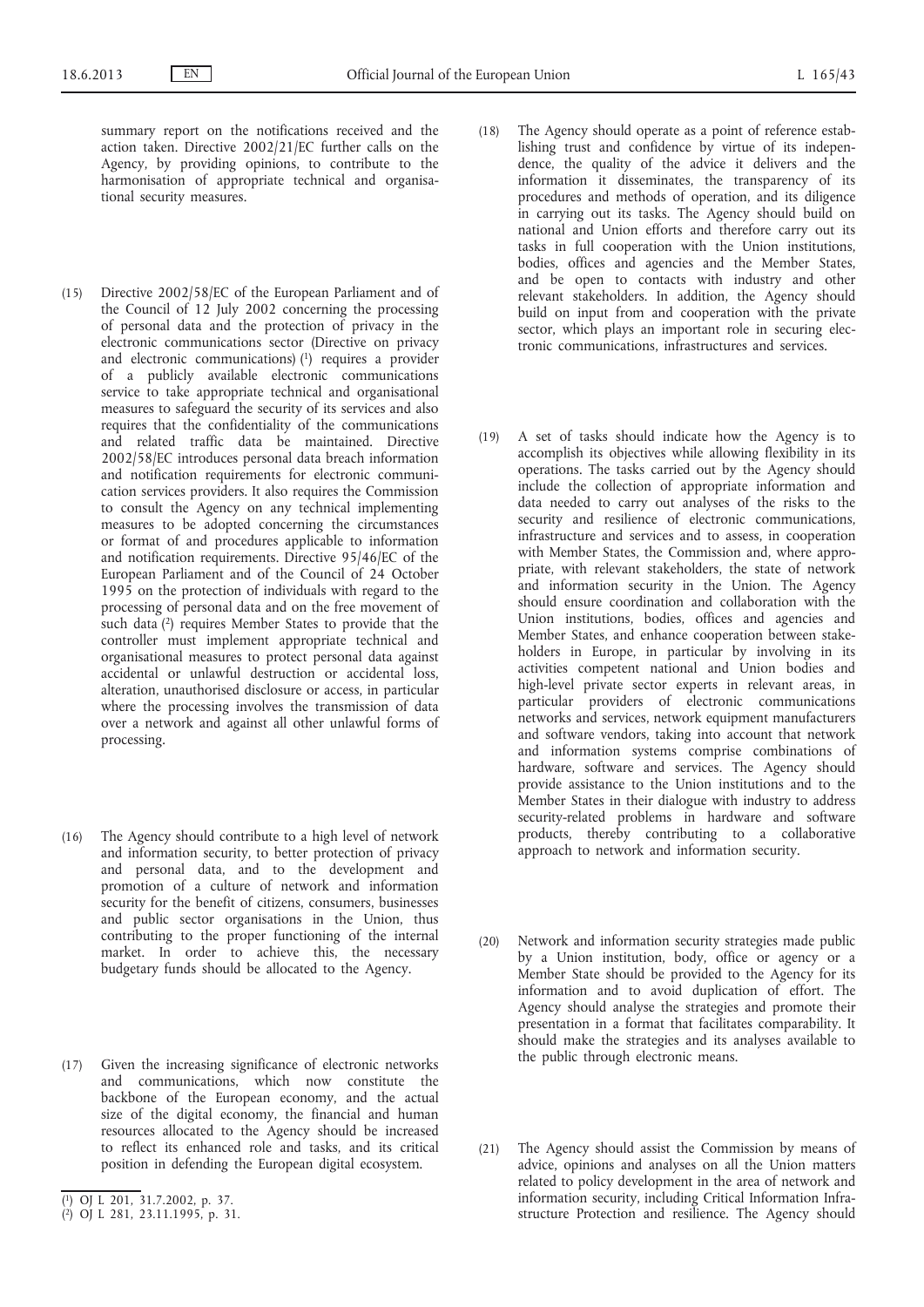summary report on the notifications received and the action taken. Directive 2002/21/EC further calls on the Agency, by providing opinions, to contribute to the harmonisation of appropriate technical and organisational security measures.

(15) Directive 2002/58/EC of the European Parliament and of the Council of 12 July 2002 concerning the processing of personal data and the protection of privacy in the electronic communications sector (Directive on privacy and electronic communications) [1] requires a provider of a publicly available electronic communications service to take appropriate technical and organisational measures to safeguard the security of its services and also requires that the confidentiality of the communications and related traffic data be maintained. Directive 2002/58/EC introduces personal data breach information and notification requirements for electronic communication services providers. It also requires the Commission to consult the Agency on any technical implementing measures to be adopted concerning the circumstances or format of and procedures applicable to information and notification requirements. Directive 95/46/EC of the European Parliament and of the Council of 24 October 1995 on the protection of individuals with regard to the processing of personal data and on the free movement of such data [2] requires Member States to provide that the controller must implement appropriate technical and organisational measures to protect personal data against accidental or unlawful destruction or accidental loss, alteration, unauthorised disclosure or access, in particular where the processing involves the transmission of data over a network and against all other unlawful forms of processing.

(16) The Agency should contribute to a high level of network and information security, to better protection of privacy and personal data, and to the development and promotion of a culture of network and information security for the benefit of citizens, consumers, businesses and public sector organisations in the Union, thus contributing to the proper functioning of the internal market. In order to achieve this, the necessary budgetary funds should be allocated to the Agency.

(17) Given the increasing significance of electronic networks and communications, which now constitute the backbone of the European economy, and the actual size of the digital economy, the financial and human resources allocated to the Agency should be increased to reflect its enhanced role and tasks, and its critical position in defending the European digital ecosystem.

(18) The Agency should operate as a point of reference establishing trust and confidence by virtue of its independence, the quality of the advice it delivers and the information it disseminates, the transparency of its procedures and methods of operation, and its diligence in carrying out its tasks. The Agency should build on national and Union efforts and therefore carry out its tasks in full cooperation with the Union institutions, bodies, offices and agencies and the Member States, and be open to contacts with industry and other relevant stakeholders. In addition, the Agency should build on input from and cooperation with the private sector, which plays an important role in securing electronic communications, infrastructures and services.

(19) A set of tasks should indicate how the Agency is to accomplish its objectives while allowing flexibility in its operations. The tasks carried out by the Agency should include the collection of appropriate information and data needed to carry out analyses of the risks to the security and resilience of electronic communications, infrastructure and services and to assess, in cooperation with Member States, the Commission and, where appropriate, with relevant stakeholders, the state of network and information security in the Union. The Agency should ensure coordination and collaboration with the Union institutions, bodies, offices and agencies and Member States, and enhance cooperation between stakeholders in Europe, in particular by involving in its activities competent national and Union bodies and high-level private sector experts in relevant areas, in particular providers of electronic communications networks and services, network equipment manufacturers and software vendors, taking into account that network and information systems comprise combinations of hardware, software and services. The Agency should provide assistance to the Union institutions and to the Member States in their dialogue with industry to address security-related problems in hardware and software products, thereby contributing to a collaborative approach to network and information security.

(20) Network and information security strategies made public by a Union institution, body, office or agency or a Member State should be provided to the Agency for its information and to avoid duplication of effort. The Agency should analyse the strategies and promote their presentation in a format that facilitates comparability. It should make the strategies and its analyses available to the public through electronic means.

(21) The Agency should assist the Commission by means of advice, opinions and analyses on all the Union matters related to policy development in the area of network and information security, including Critical Information Infrastructure Protection and resilience. The Agency should

[1] OJ L 201, 31.7.2002, p. 37.

[2] OJ L 281, 23.11.1995, p. 31.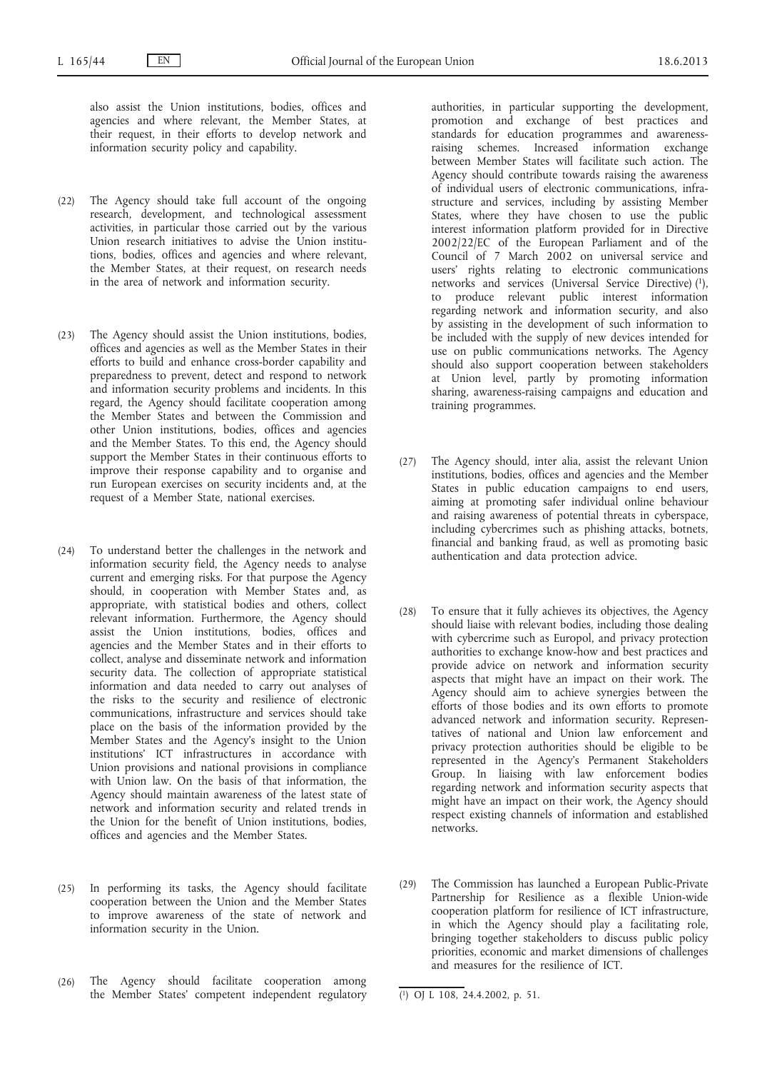also assist the Union institutions, bodies, offices and agencies and where relevant, the Member States, at their request, in their efforts to develop network and information security policy and capability.

(22) The Agency should take full account of the ongoing research, development, and technological assessment activities, in particular those carried out by the various Union research initiatives to advise the Union institutions, bodies, offices and agencies and where relevant, the Member States, at their request, on research needs in the area of network and information security.

(23) The Agency should assist the Union institutions, bodies, offices and agencies as well as the Member States in their efforts to build and enhance cross-border capability and preparedness to prevent, detect and respond to network and information security problems and incidents. In this regard, the Agency should facilitate cooperation among the Member States and between the Commission and other Union institutions, bodies, offices and agencies and the Member States. To this end, the Agency should support the Member States in their continuous efforts to improve their response capability and to organise and run European exercises on security incidents and, at the request of a Member State, national exercises.

(24) To understand better the challenges in the network and information security field, the Agency needs to analyse current and emerging risks. For that purpose the Agency should, in cooperation with Member States and, as appropriate, with statistical bodies and others, collect relevant information. Furthermore, the Agency should assist the Union institutions, bodies, offices and agencies and the Member States and in their efforts to collect, analyse and disseminate network and information security data. The collection of appropriate statistical information and data needed to carry out analyses of the risks to the security and resilience of electronic communications, infrastructure and services should take place on the basis of the information provided by the Member States and the Agency's insight to the Union institutions' ICT infrastructures in accordance with Union provisions and national provisions in compliance with Union law. On the basis of that information, the Agency should maintain awareness of the latest state of network and information security and related trends in the Union for the benefit of Union institutions, bodies, offices and agencies and the Member States.

(25) In performing its tasks, the Agency should facilitate cooperation between the Union and the Member States to improve awareness of the state of network and information security in the Union.

(26) The Agency should facilitate cooperation among the Member States' competent independent regulatory authorities, in particular supporting the development, promotion and exchange of best practices and standards for education programmes and awareness-raising schemes. Increased information exchange between Member States will facilitate such action. The Agency should contribute towards raising the awareness of individual users of electronic communications, infrastructure and services, including by assisting Member States, where they have chosen to use the public interest information platform provided for in Directive 2002/22/EC of the European Parliament and of the Council of 7 March 2002 on universal service and users' rights relating to electronic communications networks and services (Universal Service Directive) [1], to produce relevant public interest information regarding network and information security, and also by assisting in the development of such information to be included with the supply of new devices intended for use on public communications networks. The Agency should also support cooperation between stakeholders at Union level, partly by promoting information sharing, awareness-raising campaigns and education and training programmes.

(27) The Agency should, inter alia, assist the relevant Union institutions, bodies, offices and agencies and the Member States in public education campaigns to end users, aiming at promoting safer individual online behaviour and raising awareness of potential threats in cyberspace, including cybercrimes such as phishing attacks, botnets, financial and banking fraud, as well as promoting basic authentication and data protection advice.

(28) To ensure that it fully achieves its objectives, the Agency should liaise with relevant bodies, including those dealing with cybercrime such as Europol, and privacy protection authorities to exchange know-how and best practices and provide advice on network and information security aspects that might have an impact on their work. The Agency should aim to achieve synergies between the efforts of those bodies and its own efforts to promote advanced network and information security. Representatives of national and Union law enforcement and privacy protection authorities should be eligible to be represented in the Agency's Permanent Stakeholders Group. In liaising with law enforcement bodies regarding network and information security aspects that might have an impact on their work, the Agency should respect existing channels of information and established networks.

(29) The Commission has launched a European Public-Private Partnership for Resilience as a flexible Union-wide cooperation platform for resilience of ICT infrastructure, in which the Agency should play a facilitating role, bringing together stakeholders to discuss public policy priorities, economic and market dimensions of challenges and measures for the resilience of ICT.

---

[1] OJ L 108, 24.4.2002, p. 51.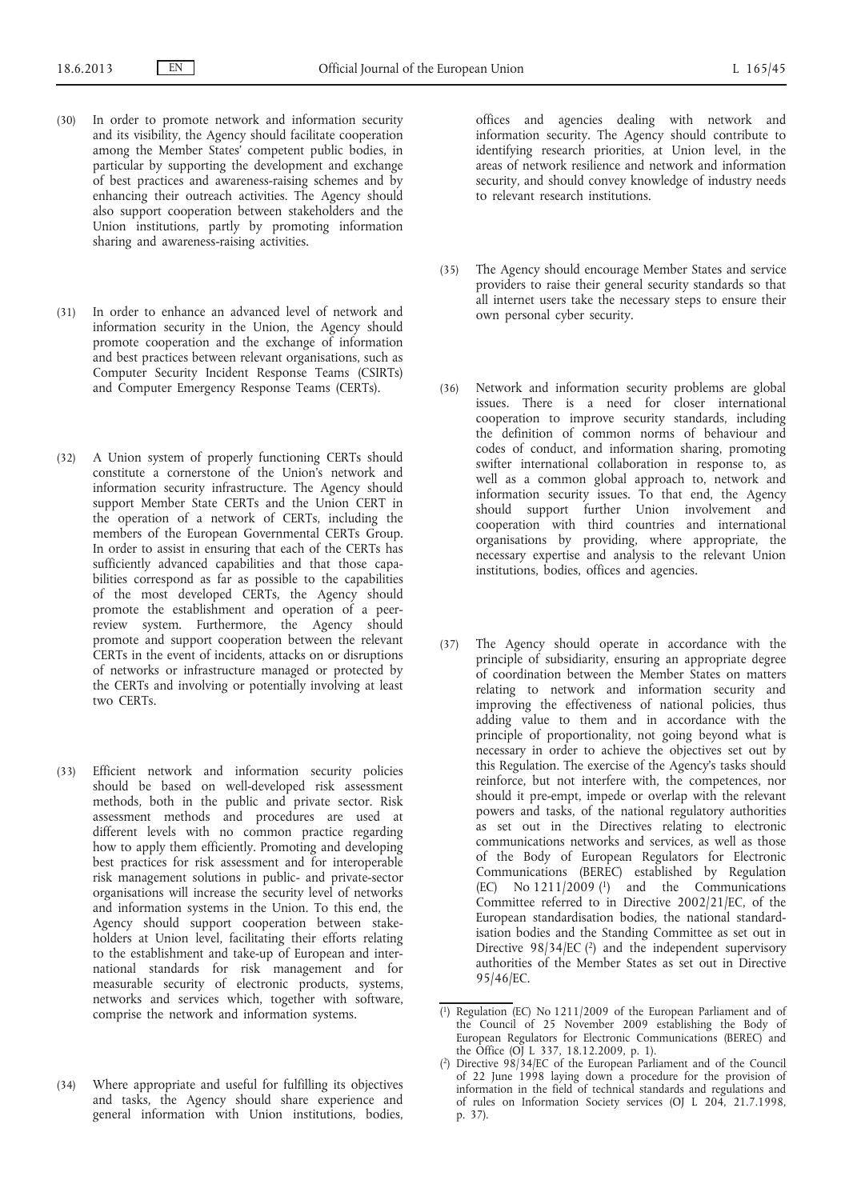(30) In order to promote network and information security and its visibility, the Agency should facilitate cooperation among the Member States' competent public bodies, in particular by supporting the development and exchange of best practices and awareness-raising schemes and by enhancing their outreach activities. The Agency should also support cooperation between stakeholders and the Union institutions, partly by promoting information sharing and awareness-raising activities.

(31) In order to enhance an advanced level of network and information security in the Union, the Agency should promote cooperation and the exchange of information and best practices between relevant organisations, such as Computer Security Incident Response Teams (CSIRTs) and Computer Emergency Response Teams (CERTs).

(32) A Union system of properly functioning CERTs should constitute a cornerstone of the Union's network and information security infrastructure. The Agency should support Member State CERTs and the Union CERT in the operation of a network of CERTs, including the members of the European Governmental CERTs Group. In order to assist in ensuring that each of the CERTs has sufficiently advanced capabilities and that those capabilities correspond as far as possible to the capabilities of the most developed CERTs, the Agency should promote the establishment and operation of a peer-review system. Furthermore, the Agency should promote and support cooperation between the relevant CERTs in the event of incidents, attacks on or disruptions of networks or infrastructure managed or protected by the CERTs and involving or potentially involving at least two CERTs.

(33) Efficient network and information security policies should be based on well-developed risk assessment methods, both in the public and private sector. Risk assessment methods and procedures are used at different levels with no common practice regarding how to apply them efficiently. Promoting and developing best practices for risk assessment and for interoperable risk management solutions in public- and private-sector organisations will increase the security level of networks and information systems in the Union. To this end, the Agency should support cooperation between stakeholders at Union level, facilitating their efforts relating to the establishment and take-up of European and international standards for risk management and for measurable security of electronic products, systems, networks and services which, together with software, comprise the network and information systems.

(34) Where appropriate and useful for fulfilling its objectives and tasks, the Agency should share experience and general information with Union institutions, bodies, offices and agencies dealing with network and information security. The Agency should contribute to identifying research priorities, at Union level, in the areas of network resilience and network and information security, and should convey knowledge of industry needs to relevant research institutions.

(35) The Agency should encourage Member States and service providers to raise their general security standards so that all internet users take the necessary steps to ensure their own personal cyber security.

(36) Network and information security problems are global issues. There is a need for closer international cooperation to improve security standards, including the definition of common norms of behaviour and codes of conduct, and information sharing, promoting swifter international collaboration in response to, as well as a common global approach to, network and information security issues. To that end, the Agency should support further Union involvement and cooperation with third countries and international organisations by providing, where appropriate, the necessary expertise and analysis to the relevant Union institutions, bodies, offices and agencies.

(37) The Agency should operate in accordance with the principle of subsidiarity, ensuring an appropriate degree of coordination between the Member States on matters relating to network and information security and improving the effectiveness of national policies, thus adding value to them and in accordance with the principle of proportionality, not going beyond what is necessary in order to achieve the objectives set out by this Regulation. The exercise of the Agency's tasks should reinforce, but not interfere with, the competences, nor should it pre-empt, impede or overlap with the relevant powers and tasks, of the national regulatory authorities as set out in the Directives relating to electronic communications networks and services, as well as those of the Body of European Regulators for Electronic Communications (BEREC) established by Regulation (EC) No 1211/2009 [1] and the Communications Committee referred to in Directive 2002/21/EC, of the European standardisation bodies, the national standardisation bodies and the Standing Committee as set out in Directive 98/34/EC [2] and the independent supervisory authorities of the Member States as set out in Directive 95/46/EC.

[1] Regulation (EC) No 1211/2009 of the European Parliament and of the Council of 25 November 2009 establishing the Body of European Regulators for Electronic Communications (BEREC) and the Office (OJ L 337, 18.12.2009, p. 1).

[2] Directive 98/34/EC of the European Parliament and of the Council of 22 June 1998 laying down a procedure for the provision of information in the field of technical standards and regulations and of rules on Information Society services (OJ L 204, 21.7.1998, p. 37).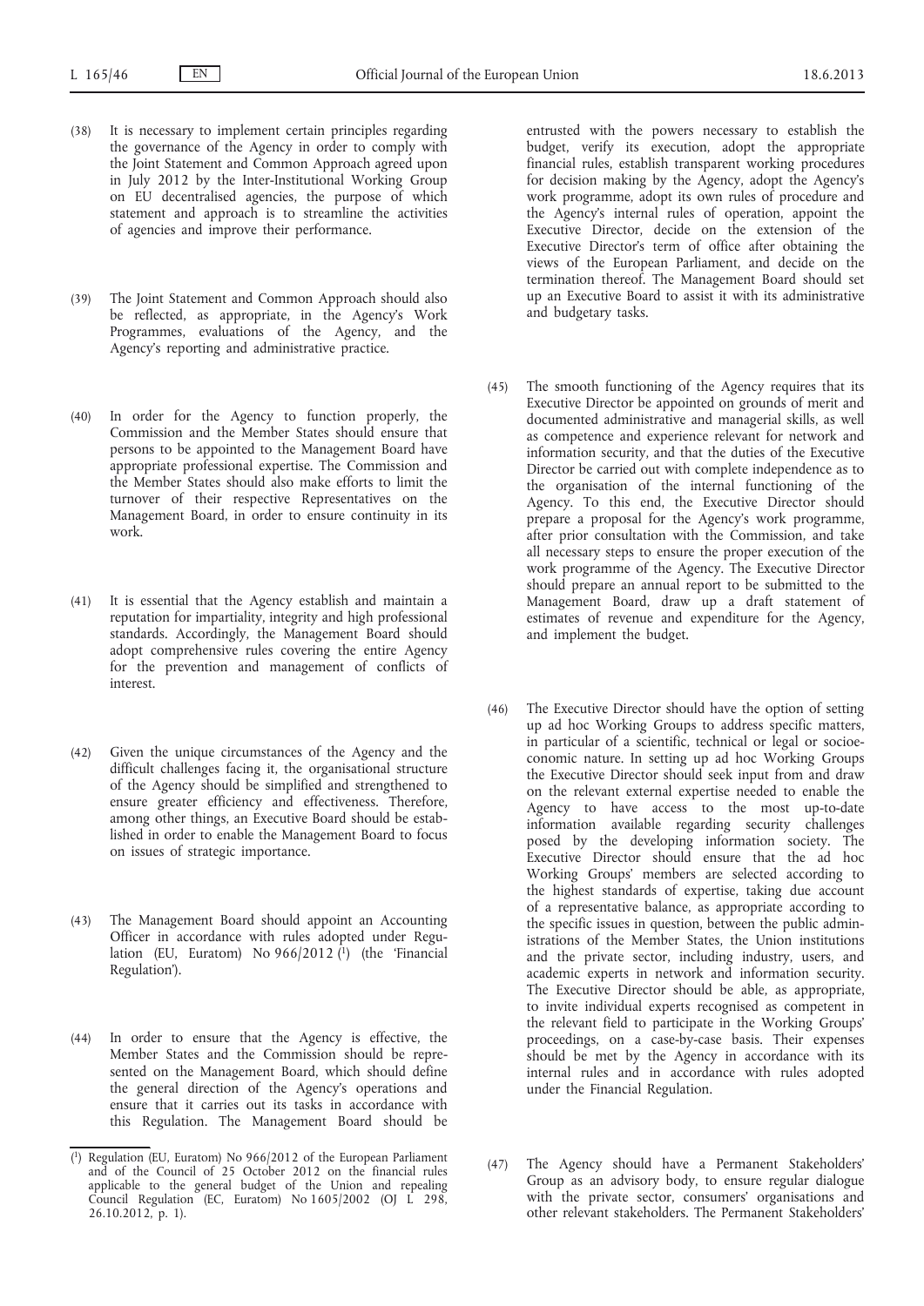(38) It is necessary to implement certain principles regarding the governance of the Agency in order to comply with the Joint Statement and Common Approach agreed upon in July 2012 by the Inter-Institutional Working Group on EU decentralised agencies, the purpose of which statement and approach is to streamline the activities of agencies and improve their performance.

(39) The Joint Statement and Common Approach should also be reflected, as appropriate, in the Agency's Work Programmes, evaluations of the Agency, and the Agency's reporting and administrative practice.

(40) In order for the Agency to function properly, the Commission and the Member States should ensure that persons to be appointed to the Management Board have appropriate professional expertise. The Commission and the Member States should also make efforts to limit the turnover of their respective Representatives on the Management Board, in order to ensure continuity in its work.

(41) It is essential that the Agency establish and maintain a reputation for impartiality, integrity and high professional standards. Accordingly, the Management Board should adopt comprehensive rules covering the entire Agency for the prevention and management of conflicts of interest.

(42) Given the unique circumstances of the Agency and the difficult challenges facing it, the organisational structure of the Agency should be simplified and strengthened to ensure greater efficiency and effectiveness. Therefore, among other things, an Executive Board should be established in order to enable the Management Board to focus on issues of strategic importance.

(43) The Management Board should appoint an Accounting Officer in accordance with rules adopted under Regulation (EU, Euratom) No 966/2012 [1] (the 'Financial Regulation').

(44) In order to ensure that the Agency is effective, the Member States and the Commission should be represented on the Management Board, which should define the general direction of the Agency's operations and ensure that it carries out its tasks in accordance with this Regulation. The Management Board should be entrusted with the powers necessary to establish the budget, verify its execution, adopt the appropriate financial rules, establish transparent working procedures for decision making by the Agency, adopt the Agency's work programme, adopt its own rules of procedure and the Agency's internal rules of operation, appoint the Executive Director, decide on the extension of the Executive Director's term of office after obtaining the views of the European Parliament, and decide on the termination thereof. The Management Board should set up an Executive Board to assist it with its administrative and budgetary tasks.

(45) The smooth functioning of the Agency requires that its Executive Director be appointed on grounds of merit and documented administrative and managerial skills, as well as competence and experience relevant for network and information security, and that the duties of the Executive Director be carried out with complete independence as to the organisation of the internal functioning of the Agency. To this end, the Executive Director should prepare a proposal for the Agency's work programme, after prior consultation with the Commission, and take all necessary steps to ensure the proper execution of the work programme of the Agency. The Executive Director should prepare an annual report to be submitted to the Management Board, draw up a draft statement of estimates of revenue and expenditure for the Agency, and implement the budget.

(46) The Executive Director should have the option of setting up ad hoc Working Groups to address specific matters, in particular of a scientific, technical or legal or socioeconomic nature. In setting up ad hoc Working Groups the Executive Director should seek input from and draw on the relevant external expertise needed to enable the Agency to have access to the most up-to-date information available regarding security challenges posed by the developing information society. The Executive Director should ensure that the ad hoc Working Groups' members are selected according to the highest standards of expertise, taking due account of a representative balance, as appropriate according to the specific issues in question, between the public administrations of the Member States, the Union institutions and the private sector, including industry, users, and academic experts in network and information security. The Executive Director should be able, as appropriate, to invite individual experts recognised as competent in the relevant field to participate in the Working Groups' proceedings, on a case-by-case basis. Their expenses should be met by the Agency in accordance with its internal rules and in accordance with rules adopted under the Financial Regulation.

(47) The Agency should have a Permanent Stakeholders' Group as an advisory body, to ensure regular dialogue with the private sector, consumers' organisations and other relevant stakeholders. The Permanent Stakeholders'

---

[1] Regulation (EU, Euratom) No 966/2012 of the European Parliament and of the Council of 25 October 2012 on the financial rules applicable to the general budget of the Union and repealing Council Regulation (EC, Euratom) No 1605/2002 (OJ L 298, 26.10.2012, p. 1).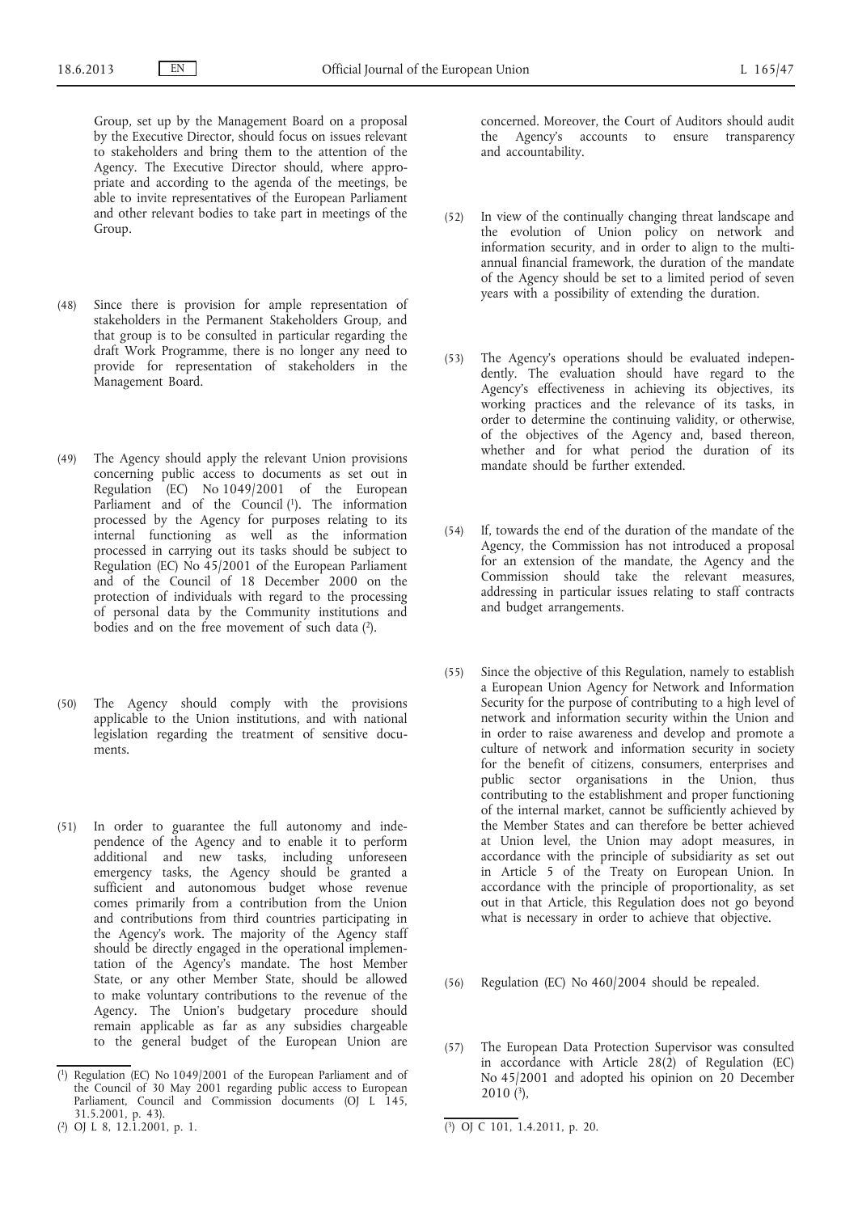Group, set up by the Management Board on a proposal by the Executive Director, should focus on issues relevant to stakeholders and bring them to the attention of the Agency. The Executive Director should, where appropriate and according to the agenda of the meetings, be able to invite representatives of the European Parliament and other relevant bodies to take part in meetings of the Group.

(48) Since there is provision for ample representation of stakeholders in the Permanent Stakeholders Group, and that group is to be consulted in particular regarding the draft Work Programme, there is no longer any need to provide for representation of stakeholders in the Management Board.

(49) The Agency should apply the relevant Union provisions concerning public access to documents as set out in Regulation (EC) No 1049/2001 of the European Parliament and of the Council [1]. The information processed by the Agency for purposes relating to its internal functioning as well as the information processed in carrying out its tasks should be subject to Regulation (EC) No 45/2001 of the European Parliament and of the Council of 18 December 2000 on the protection of individuals with regard to the processing of personal data by the Community institutions and bodies and on the free movement of such data [2].

(50) The Agency should comply with the provisions applicable to the Union institutions, and with national legislation regarding the treatment of sensitive documents.

(51) In order to guarantee the full autonomy and independence of the Agency and to enable it to perform additional and new tasks, including unforeseen emergency tasks, the Agency should be granted a sufficient and autonomous budget whose revenue comes primarily from a contribution from the Union and contributions from third countries participating in the Agency's work. The majority of the Agency staff should be directly engaged in the operational implementation of the Agency's mandate. The host Member State, or any other Member State, should be allowed to make voluntary contributions to the revenue of the Agency. The Union's budgetary procedure should remain applicable as far as any subsidies chargeable to the general budget of the European Union are concerned. Moreover, the Court of Auditors should audit the Agency's accounts to ensure transparency and accountability.

(52) In view of the continually changing threat landscape and the evolution of Union policy on network and information security, and in order to align to the multiannual financial framework, the duration of the mandate of the Agency should be set to a limited period of seven years with a possibility of extending the duration.

(53) The Agency's operations should be evaluated independently. The evaluation should have regard to the Agency's effectiveness in achieving its objectives, its working practices and the relevance of its tasks, in order to determine the continuing validity, or otherwise, of the objectives of the Agency and, based thereon, whether and for what period the duration of its mandate should be further extended.

(54) If, towards the end of the duration of the mandate of the Agency, the Commission has not introduced a proposal for an extension of the mandate, the Agency and the Commission should take the relevant measures, addressing in particular issues relating to staff contracts and budget arrangements.

(55) Since the objective of this Regulation, namely to establish a European Union Agency for Network and Information Security for the purpose of contributing to a high level of network and information security within the Union and in order to raise awareness and develop and promote a culture of network and information security in society for the benefit of citizens, consumers, enterprises and public sector organisations in the Union, thus contributing to the establishment and proper functioning of the internal market, cannot be sufficiently achieved by the Member States and can therefore be better achieved at Union level, the Union may adopt measures, in accordance with the principle of subsidiarity as set out in Article 5 of the Treaty on European Union. In accordance with the principle of proportionality, as set out in that Article, this Regulation does not go beyond what is necessary in order to achieve that objective.

(56) Regulation (EC) No 460/2004 should be repealed.

(57) The European Data Protection Supervisor was consulted in accordance with Article 28(2) of Regulation (EC) No 45/2001 and adopted his opinion on 20 December 2010 [3],

---

[1] Regulation (EC) No 1049/2001 of the European Parliament and of the Council of 30 May 2001 regarding public access to European Parliament, Council and Commission documents (OJ L 145, 31.5.2001, p. 43).

[2] OJ L 8, 12.1.2001, p. 1.

[3] OJ C 101, 1.4.2011, p. 20.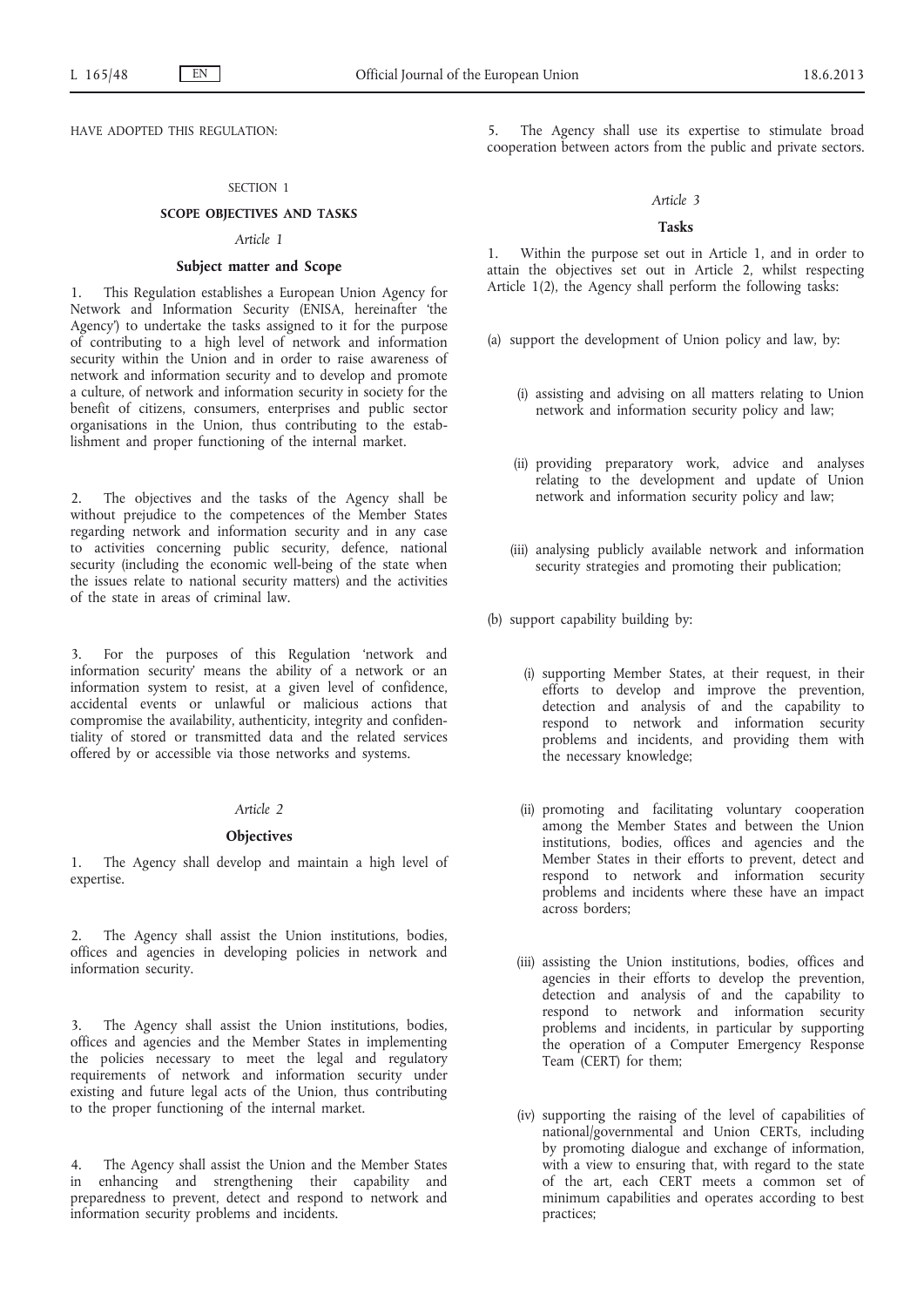HAVE ADOPTED THIS REGULATION:

SECTION 1

**SCOPE OBJECTIVES AND TASKS**

*Article 1*

**Subject matter and Scope**

1. This Regulation establishes a European Union Agency for Network and Information Security (ENISA, hereinafter 'the Agency') to undertake the tasks assigned to it for the purpose of contributing to a high level of network and information security within the Union and in order to raise awareness of network and information security and to develop and promote a culture, of network and information security in society for the benefit of citizens, consumers, enterprises and public sector organisations in the Union, thus contributing to the establishment and proper functioning of the internal market.

2. The objectives and the tasks of the Agency shall be without prejudice to the competences of the Member States regarding network and information security and in any case to activities concerning public security, defence, national security (including the economic well-being of the state when the issues relate to national security matters) and the activities of the state in areas of criminal law.

3. For the purposes of this Regulation 'network and information security' means the ability of a network or an information system to resist, at a given level of confidence, accidental events or unlawful or malicious actions that compromise the availability, authenticity, integrity and confidentiality of stored or transmitted data and the related services offered by or accessible via those networks and systems.

*Article 2*

**Objectives**

1. The Agency shall develop and maintain a high level of expertise.

2. The Agency shall assist the Union institutions, bodies, offices and agencies in developing policies in network and information security.

3. The Agency shall assist the Union institutions, bodies, offices and agencies and the Member States in implementing the policies necessary to meet the legal and regulatory requirements of network and information security under existing and future legal acts of the Union, thus contributing to the proper functioning of the internal market.

4. The Agency shall assist the Union and the Member States in enhancing and strengthening their capability and preparedness to prevent, detect and respond to network and information security problems and incidents.

5. The Agency shall use its expertise to stimulate broad cooperation between actors from the public and private sectors.

*Article 3*

**Tasks**

1. Within the purpose set out in Article 1, and in order to attain the objectives set out in Article 2, whilst respecting Article 1(2), the Agency shall perform the following tasks:

(a) support the development of Union policy and law, by:

(i) assisting and advising on all matters relating to Union network and information security policy and law;

(ii) providing preparatory work, advice and analyses relating to the development and update of Union network and information security policy and law;

(iii) analysing publicly available network and information security strategies and promoting their publication;

(b) support capability building by:

(i) supporting Member States, at their request, in their efforts to develop and improve the prevention, detection and analysis of and the capability to respond to network and information security problems and incidents, and providing them with the necessary knowledge;

(ii) promoting and facilitating voluntary cooperation among the Member States and between the Union institutions, bodies, offices and agencies and the Member States in their efforts to prevent, detect and respond to network and information security problems and incidents where these have an impact across borders;

(iii) assisting the Union institutions, bodies, offices and agencies in their efforts to develop the prevention, detection and analysis of and the capability to respond to network and information security problems and incidents, in particular by supporting the operation of a Computer Emergency Response Team (CERT) for them;

(iv) supporting the raising of the level of capabilities of national/governmental and Union CERTs, including by promoting dialogue and exchange of information, with a view to ensuring that, with regard to the state of the art, each CERT meets a common set of minimum capabilities and operates according to best practices;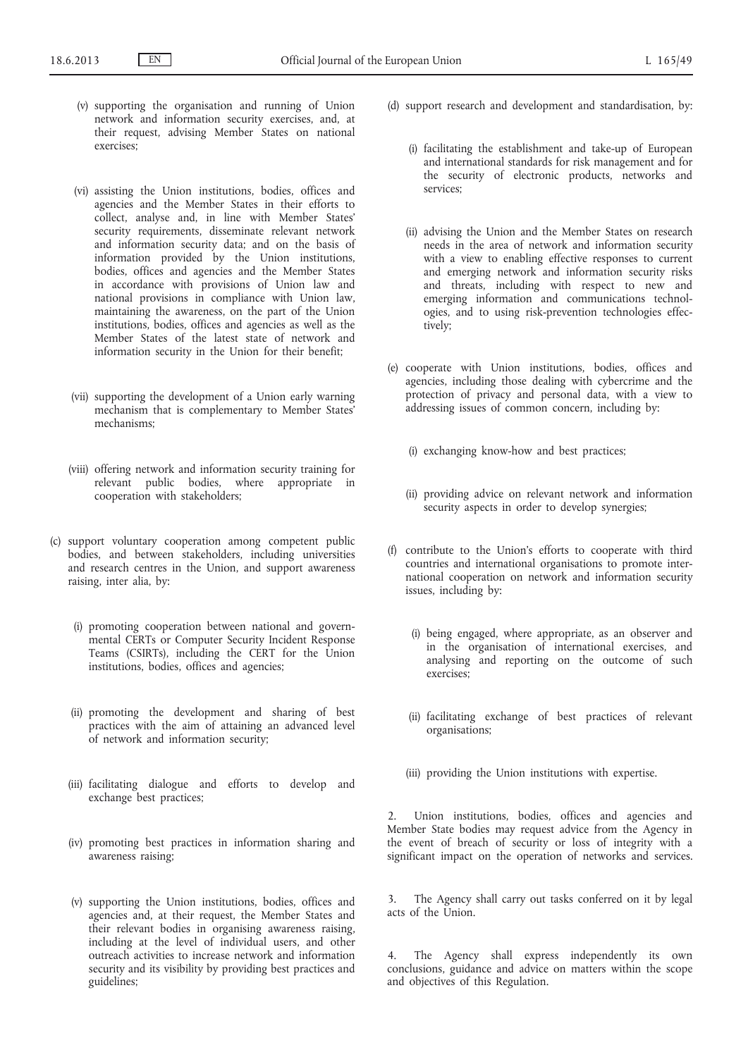(v) supporting the organisation and running of Union network and information security exercises, and, at their request, advising Member States on national exercises;

(vi) assisting the Union institutions, bodies, offices and agencies and the Member States in their efforts to collect, analyse and, in line with Member States' security requirements, disseminate relevant network and information security data; and on the basis of information provided by the Union institutions, bodies, offices and agencies and the Member States in accordance with provisions of Union law and national provisions in compliance with Union law, maintaining the awareness, on the part of the Union institutions, bodies, offices and agencies as well as the Member States of the latest state of network and information security in the Union for their benefit;

(vii) supporting the development of a Union early warning mechanism that is complementary to Member States' mechanisms;

(viii) offering network and information security training for relevant public bodies, where appropriate in cooperation with stakeholders;

(c) support voluntary cooperation among competent public bodies, and between stakeholders, including universities and research centres in the Union, and support awareness raising, inter alia, by:

(i) promoting cooperation between national and governmental CERTs or Computer Security Incident Response Teams (CSIRTs), including the CERT for the Union institutions, bodies, offices and agencies;

(ii) promoting the development and sharing of best practices with the aim of attaining an advanced level of network and information security;

(iii) facilitating dialogue and efforts to develop and exchange best practices;

(iv) promoting best practices in information sharing and awareness raising;

(v) supporting the Union institutions, bodies, offices and agencies and, at their request, the Member States and their relevant bodies in organising awareness raising, including at the level of individual users, and other outreach activities to increase network and information security and its visibility by providing best practices and guidelines;

(d) support research and development and standardisation, by:

(i) facilitating the establishment and take-up of European and international standards for risk management and for the security of electronic products, networks and services;

(ii) advising the Union and the Member States on research needs in the area of network and information security with a view to enabling effective responses to current and emerging network and information security risks and threats, including with respect to new and emerging information and communications technologies, and to using risk-prevention technologies effectively;

(e) cooperate with Union institutions, bodies, offices and agencies, including those dealing with cybercrime and the protection of privacy and personal data, with a view to addressing issues of common concern, including by:

(i) exchanging know-how and best practices;

(ii) providing advice on relevant network and information security aspects in order to develop synergies;

(f) contribute to the Union's efforts to cooperate with third countries and international organisations to promote international cooperation on network and information security issues, including by:

(i) being engaged, where appropriate, as an observer and in the organisation of international exercises, and analysing and reporting on the outcome of such exercises;

(ii) facilitating exchange of best practices of relevant organisations;

(iii) providing the Union institutions with expertise.

2. Union institutions, bodies, offices and agencies and Member State bodies may request advice from the Agency in the event of breach of security or loss of integrity with a significant impact on the operation of networks and services.

3. The Agency shall carry out tasks conferred on it by legal acts of the Union.

4. The Agency shall express independently its own conclusions, guidance and advice on matters within the scope and objectives of this Regulation.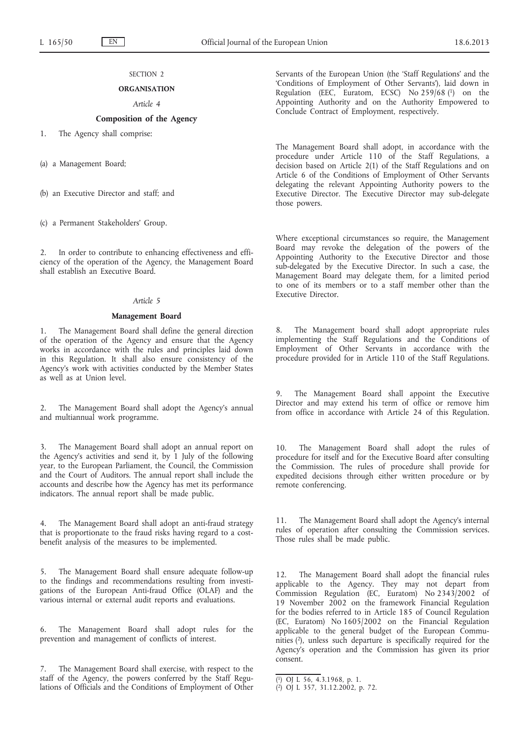SECTION 2

**ORGANISATION**

*Article 4*

**Composition of the Agency**

1. The Agency shall comprise:

(a) a Management Board;

(b) an Executive Director and staff; and

(c) a Permanent Stakeholders' Group.

2. In order to contribute to enhancing effectiveness and efficiency of the operation of the Agency, the Management Board shall establish an Executive Board.

*Article 5*

**Management Board**

1. The Management Board shall define the general direction of the operation of the Agency and ensure that the Agency works in accordance with the rules and principles laid down in this Regulation. It shall also ensure consistency of the Agency's work with activities conducted by the Member States as well as at Union level.

2. The Management Board shall adopt the Agency's annual and multiannual work programme.

3. The Management Board shall adopt an annual report on the Agency's activities and send it, by 1 July of the following year, to the European Parliament, the Council, the Commission and the Court of Auditors. The annual report shall include the accounts and describe how the Agency has met its performance indicators. The annual report shall be made public.

4. The Management Board shall adopt an anti-fraud strategy that is proportionate to the fraud risks having regard to a cost-benefit analysis of the measures to be implemented.

5. The Management Board shall ensure adequate follow-up to the findings and recommendations resulting from investigations of the European Anti-fraud Office (OLAF) and the various internal or external audit reports and evaluations.

6. The Management Board shall adopt rules for the prevention and management of conflicts of interest.

7. The Management Board shall exercise, with respect to the staff of the Agency, the powers conferred by the Staff Regulations of Officials and the Conditions of Employment of Other Servants of the European Union (the 'Staff Regulations' and the 'Conditions of Employment of Other Servants'), laid down in Regulation (EEC, Euratom, ECSC) No 259/68 [1] on the Appointing Authority and on the Authority Empowered to Conclude Contract of Employment, respectively.

The Management Board shall adopt, in accordance with the procedure under Article 110 of the Staff Regulations, a decision based on Article 2(1) of the Staff Regulations and on Article 6 of the Conditions of Employment of Other Servants delegating the relevant Appointing Authority powers to the Executive Director. The Executive Director may sub-delegate those powers.

Where exceptional circumstances so require, the Management Board may revoke the delegation of the powers of the Appointing Authority to the Executive Director and those sub-delegated by the Executive Director. In such a case, the Management Board may delegate them, for a limited period to one of its members or to a staff member other than the Executive Director.

8. The Management board shall adopt appropriate rules implementing the Staff Regulations and the Conditions of Employment of Other Servants in accordance with the procedure provided for in Article 110 of the Staff Regulations.

9. The Management Board shall appoint the Executive Director and may extend his term of office or remove him from office in accordance with Article 24 of this Regulation.

10. The Management Board shall adopt the rules of procedure for itself and for the Executive Board after consulting the Commission. The rules of procedure shall provide for expedited decisions through either written procedure or by remote conferencing.

11. The Management Board shall adopt the Agency's internal rules of operation after consulting the Commission services. Those rules shall be made public.

12. The Management Board shall adopt the financial rules applicable to the Agency. They may not depart from Commission Regulation (EC, Euratom) No 2343/2002 of 19 November 2002 on the framework Financial Regulation for the bodies referred to in Article 185 of Council Regulation (EC, Euratom) No 1605/2002 on the Financial Regulation applicable to the general budget of the European Communities [2], unless such departure is specifically required for the Agency's operation and the Commission has given its prior consent.

---

[1] OJ L 56, 4.3.1968, p. 1.

[2] OJ L 357, 31.12.2002, p. 72.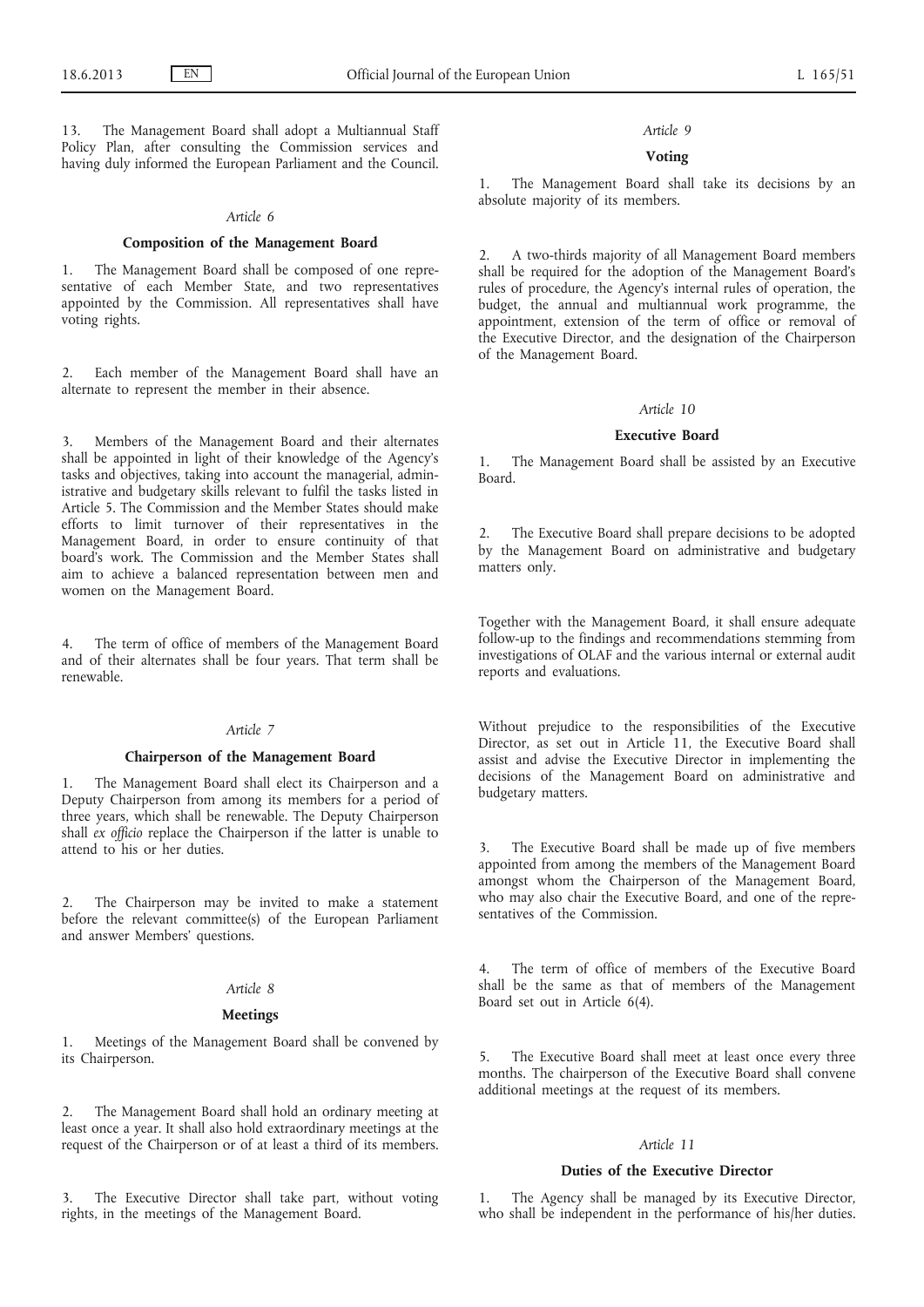13. The Management Board shall adopt a Multiannual Staff Policy Plan, after consulting the Commission services and having duly informed the European Parliament and the Council.

*Article 6*

**Composition of the Management Board**

1. The Management Board shall be composed of one representative of each Member State, and two representatives appointed by the Commission. All representatives shall have voting rights.

2. Each member of the Management Board shall have an alternate to represent the member in their absence.

3. Members of the Management Board and their alternates shall be appointed in light of their knowledge of the Agency's tasks and objectives, taking into account the managerial, administrative and budgetary skills relevant to fulfil the tasks listed in Article 5. The Commission and the Member States should make efforts to limit turnover of their representatives in the Management Board, in order to ensure continuity of that board's work. The Commission and the Member States shall aim to achieve a balanced representation between men and women on the Management Board.

4. The term of office of members of the Management Board and of their alternates shall be four years. That term shall be renewable.

*Article 7*

**Chairperson of the Management Board**

1. The Management Board shall elect its Chairperson and a Deputy Chairperson from among its members for a period of three years, which shall be renewable. The Deputy Chairperson shall *ex officio* replace the Chairperson if the latter is unable to attend to his or her duties.

2. The Chairperson may be invited to make a statement before the relevant committee(s) of the European Parliament and answer Members' questions.

*Article 8*

**Meetings**

1. Meetings of the Management Board shall be convened by its Chairperson.

2. The Management Board shall hold an ordinary meeting at least once a year. It shall also hold extraordinary meetings at the request of the Chairperson or of at least a third of its members.

3. The Executive Director shall take part, without voting rights, in the meetings of the Management Board.

*Article 9*

**Voting**

1. The Management Board shall take its decisions by an absolute majority of its members.

2. A two-thirds majority of all Management Board members shall be required for the adoption of the Management Board's rules of procedure, the Agency's internal rules of operation, the budget, the annual and multiannual work programme, the appointment, extension of the term of office or removal of the Executive Director, and the designation of the Chairperson of the Management Board.

*Article 10*

**Executive Board**

1. The Management Board shall be assisted by an Executive Board.

2. The Executive Board shall prepare decisions to be adopted by the Management Board on administrative and budgetary matters only.

Together with the Management Board, it shall ensure adequate follow-up to the findings and recommendations stemming from investigations of OLAF and the various internal or external audit reports and evaluations.

Without prejudice to the responsibilities of the Executive Director, as set out in Article 11, the Executive Board shall assist and advise the Executive Director in implementing the decisions of the Management Board on administrative and budgetary matters.

3. The Executive Board shall be made up of five members appointed from among the members of the Management Board amongst whom the Chairperson of the Management Board, who may also chair the Executive Board, and one of the representatives of the Commission.

4. The term of office of members of the Executive Board shall be the same as that of members of the Management Board set out in Article 6(4).

5. The Executive Board shall meet at least once every three months. The chairperson of the Executive Board shall convene additional meetings at the request of its members.

*Article 11*

**Duties of the Executive Director**

1. The Agency shall be managed by its Executive Director, who shall be independent in the performance of his/her duties.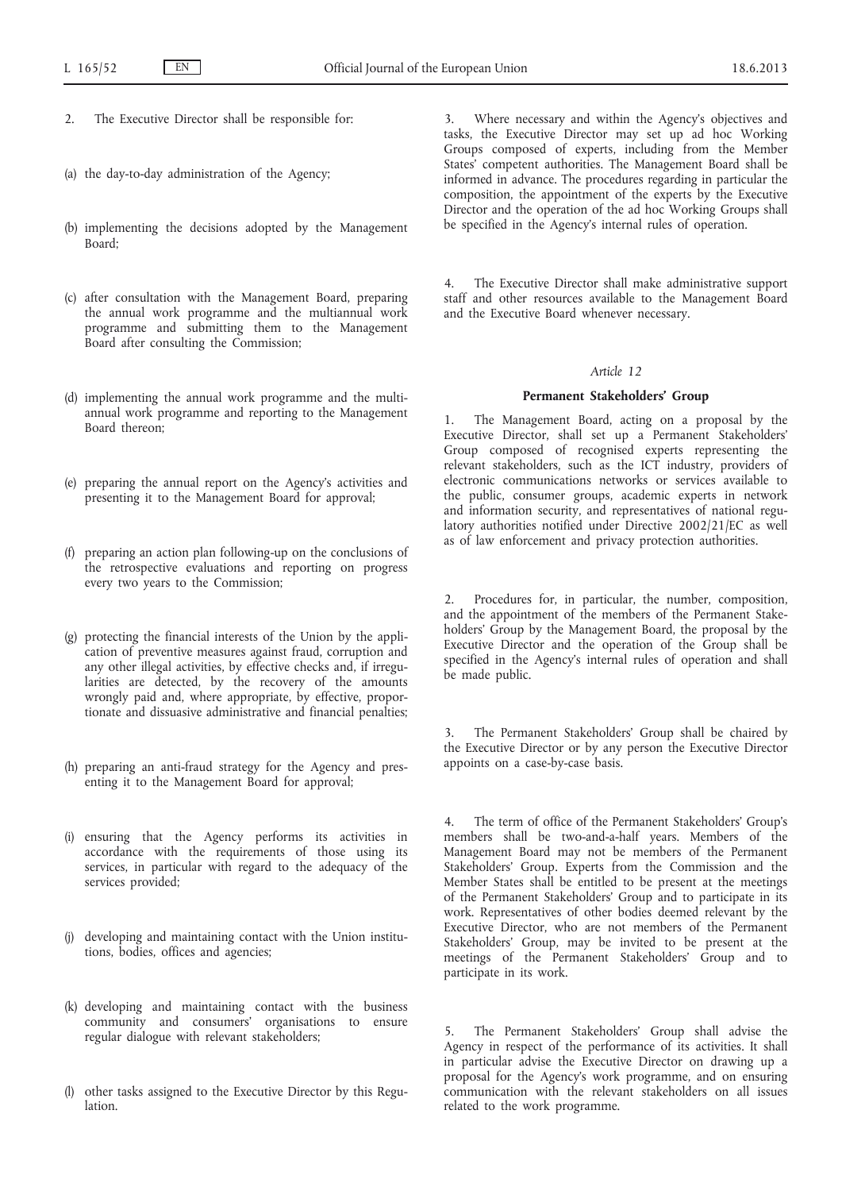2. The Executive Director shall be responsible for:

(a) the day-to-day administration of the Agency;

(b) implementing the decisions adopted by the Management Board;

(c) after consultation with the Management Board, preparing the annual work programme and the multiannual work programme and submitting them to the Management Board after consulting the Commission;

(d) implementing the annual work programme and the multiannual work programme and reporting to the Management Board thereon;

(e) preparing the annual report on the Agency's activities and presenting it to the Management Board for approval;

(f) preparing an action plan following-up on the conclusions of the retrospective evaluations and reporting on progress every two years to the Commission;

(g) protecting the financial interests of the Union by the application of preventive measures against fraud, corruption and any other illegal activities, by effective checks and, if irregularities are detected, by the recovery of the amounts wrongly paid and, where appropriate, by effective, proportionate and dissuasive administrative and financial penalties;

(h) preparing an anti-fraud strategy for the Agency and presenting it to the Management Board for approval;

(i) ensuring that the Agency performs its activities in accordance with the requirements of those using its services, in particular with regard to the adequacy of the services provided;

(j) developing and maintaining contact with the Union institutions, bodies, offices and agencies;

(k) developing and maintaining contact with the business community and consumers' organisations to ensure regular dialogue with relevant stakeholders;

(l) other tasks assigned to the Executive Director by this Regulation.

3. Where necessary and within the Agency's objectives and tasks, the Executive Director may set up ad hoc Working Groups composed of experts, including from the Member States' competent authorities. The Management Board shall be informed in advance. The procedures regarding in particular the composition, the appointment of the experts by the Executive Director and the operation of the ad hoc Working Groups shall be specified in the Agency's internal rules of operation.

4. The Executive Director shall make administrative support staff and other resources available to the Management Board and the Executive Board whenever necessary.

*Article 12*

**Permanent Stakeholders' Group**

1. The Management Board, acting on a proposal by the Executive Director, shall set up a Permanent Stakeholders' Group composed of recognised experts representing the relevant stakeholders, such as the ICT industry, providers of electronic communications networks or services available to the public, consumer groups, academic experts in network and information security, and representatives of national regulatory authorities notified under Directive 2002/21/EC as well as of law enforcement and privacy protection authorities.

2. Procedures for, in particular, the number, composition, and the appointment of the members of the Permanent Stakeholders' Group by the Management Board, the proposal by the Executive Director and the operation of the Group shall be specified in the Agency's internal rules of operation and shall be made public.

3. The Permanent Stakeholders' Group shall be chaired by the Executive Director or by any person the Executive Director appoints on a case-by-case basis.

4. The term of office of the Permanent Stakeholders' Group's members shall be two-and-a-half years. Members of the Management Board may not be members of the Permanent Stakeholders' Group. Experts from the Commission and the Member States shall be entitled to be present at the meetings of the Permanent Stakeholders' Group and to participate in its work. Representatives of other bodies deemed relevant by the Executive Director, who are not members of the Permanent Stakeholders' Group, may be invited to be present at the meetings of the Permanent Stakeholders' Group and to participate in its work.

5. The Permanent Stakeholders' Group shall advise the Agency in respect of the performance of its activities. It shall in particular advise the Executive Director on drawing up a proposal for the Agency's work programme, and on ensuring communication with the relevant stakeholders on all issues related to the work programme.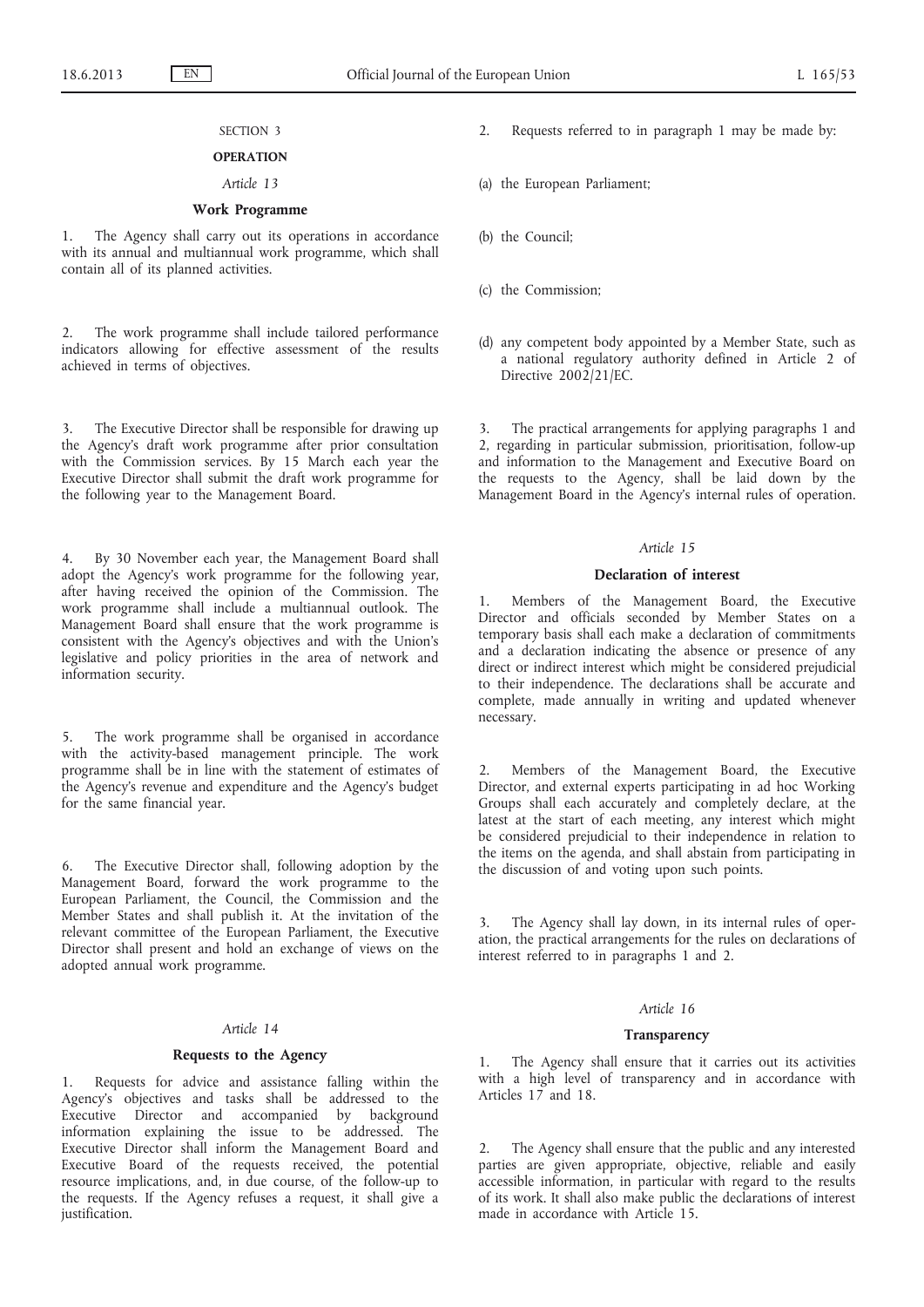SECTION 3

**OPERATION**

*Article 13*

**Work Programme**

1. The Agency shall carry out its operations in accordance with its annual and multiannual work programme, which shall contain all of its planned activities.

2. The work programme shall include tailored performance indicators allowing for effective assessment of the results achieved in terms of objectives.

3. The Executive Director shall be responsible for drawing up the Agency's draft work programme after prior consultation with the Commission services. By 15 March each year the Executive Director shall submit the draft work programme for the following year to the Management Board.

4. By 30 November each year, the Management Board shall adopt the Agency's work programme for the following year, after having received the opinion of the Commission. The work programme shall include a multiannual outlook. The Management Board shall ensure that the work programme is consistent with the Agency's objectives and with the Union's legislative and policy priorities in the area of network and information security.

5. The work programme shall be organised in accordance with the activity-based management principle. The work programme shall be in line with the statement of estimates of the Agency's revenue and expenditure and the Agency's budget for the same financial year.

6. The Executive Director shall, following adoption by the Management Board, forward the work programme to the European Parliament, the Council, the Commission and the Member States and shall publish it. At the invitation of the relevant committee of the European Parliament, the Executive Director shall present and hold an exchange of views on the adopted annual work programme.

*Article 14*

**Requests to the Agency**

1. Requests for advice and assistance falling within the Agency's objectives and tasks shall be addressed to the Executive Director and accompanied by background information explaining the issue to be addressed. The Executive Director shall inform the Management Board and Executive Board of the requests received, the potential resource implications, and, in due course, of the follow-up to the requests. If the Agency refuses a request, it shall give a justification.

2. Requests referred to in paragraph 1 may be made by:

(a) the European Parliament;

(b) the Council;

(c) the Commission;

(d) any competent body appointed by a Member State, such as a national regulatory authority defined in Article 2 of Directive 2002/21/EC.

3. The practical arrangements for applying paragraphs 1 and 2, regarding in particular submission, prioritisation, follow-up and information to the Management and Executive Board on the requests to the Agency, shall be laid down by the Management Board in the Agency's internal rules of operation.

*Article 15*

**Declaration of interest**

1. Members of the Management Board, the Executive Director and officials seconded by Member States on a temporary basis shall each make a declaration of commitments and a declaration indicating the absence or presence of any direct or indirect interest which might be considered prejudicial to their independence. The declarations shall be accurate and complete, made annually in writing and updated whenever necessary.

2. Members of the Management Board, the Executive Director, and external experts participating in ad hoc Working Groups shall each accurately and completely declare, at the latest at the start of each meeting, any interest which might be considered prejudicial to their independence in relation to the items on the agenda, and shall abstain from participating in the discussion of and voting upon such points.

3. The Agency shall lay down, in its internal rules of operation, the practical arrangements for the rules on declarations of interest referred to in paragraphs 1 and 2.

*Article 16*

**Transparency**

1. The Agency shall ensure that it carries out its activities with a high level of transparency and in accordance with Articles 17 and 18.

2. The Agency shall ensure that the public and any interested parties are given appropriate, objective, reliable and easily accessible information, in particular with regard to the results of its work. It shall also make public the declarations of interest made in accordance with Article 15.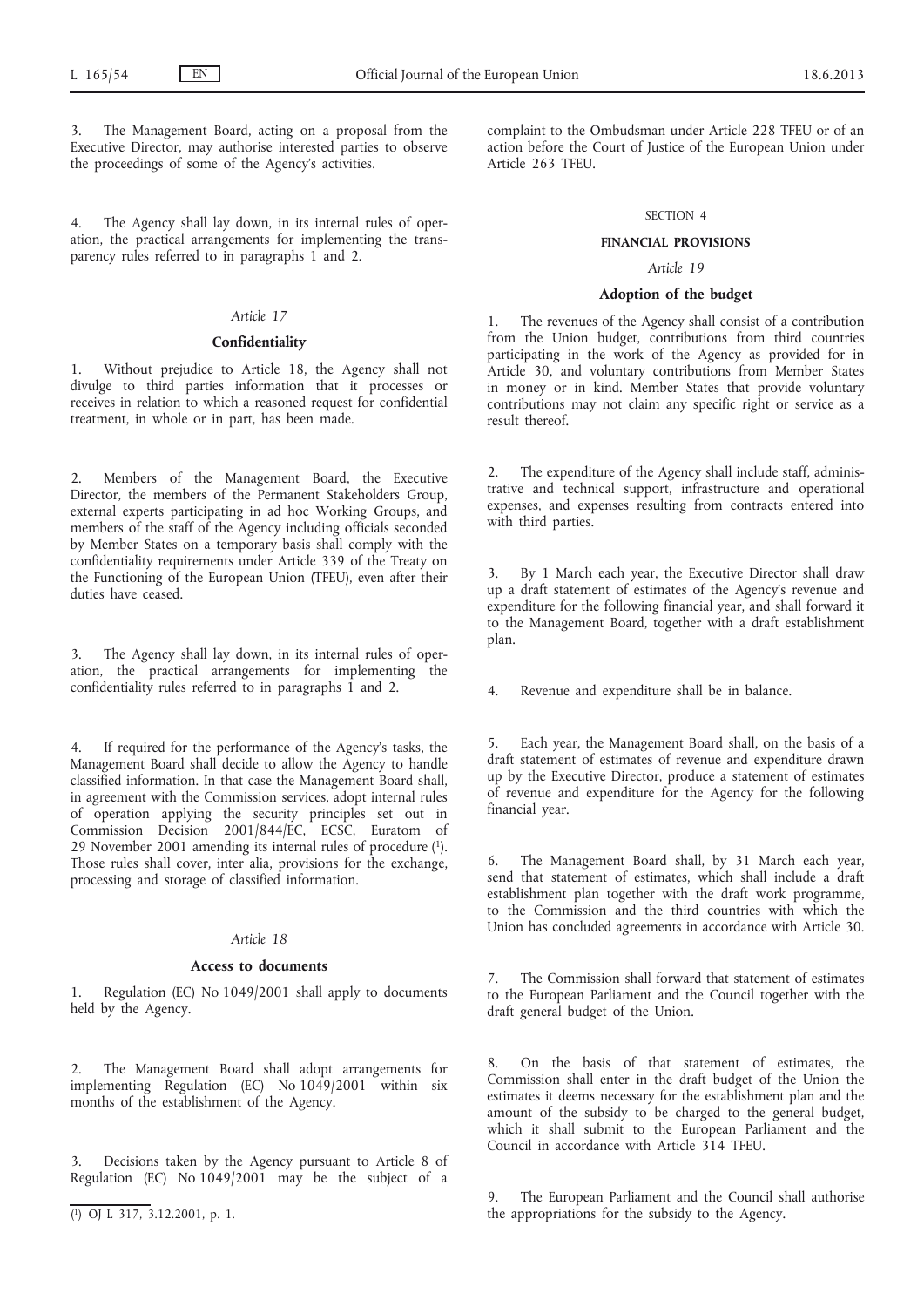3. The Management Board, acting on a proposal from the Executive Director, may authorise interested parties to observe the proceedings of some of the Agency's activities.

4. The Agency shall lay down, in its internal rules of operation, the practical arrangements for implementing the transparency rules referred to in paragraphs 1 and 2.

*Article 17*

**Confidentiality**

1. Without prejudice to Article 18, the Agency shall not divulge to third parties information that it processes or receives in relation to which a reasoned request for confidential treatment, in whole or in part, has been made.

2. Members of the Management Board, the Executive Director, the members of the Permanent Stakeholders Group, external experts participating in ad hoc Working Groups, and members of the staff of the Agency including officials seconded by Member States on a temporary basis shall comply with the confidentiality requirements under Article 339 of the Treaty on the Functioning of the European Union (TFEU), even after their duties have ceased.

3. The Agency shall lay down, in its internal rules of operation, the practical arrangements for implementing the confidentiality rules referred to in paragraphs 1 and 2.

4. If required for the performance of the Agency's tasks, the Management Board shall decide to allow the Agency to handle classified information. In that case the Management Board shall, in agreement with the Commission services, adopt internal rules of operation applying the security principles set out in Commission Decision 2001/844/EC, ECSC, Euratom of 29 November 2001 amending its internal rules of procedure [1]. Those rules shall cover, inter alia, provisions for the exchange, processing and storage of classified information.

*Article 18*

**Access to documents**

1. Regulation (EC) No 1049/2001 shall apply to documents held by the Agency.

2. The Management Board shall adopt arrangements for implementing Regulation (EC) No 1049/2001 within six months of the establishment of the Agency.

3. Decisions taken by the Agency pursuant to Article 8 of Regulation (EC) No 1049/2001 may be the subject of a complaint to the Ombudsman under Article 228 TFEU or of an action before the Court of Justice of the European Union under Article 263 TFEU.

SECTION 4

**FINANCIAL PROVISIONS**

*Article 19*

**Adoption of the budget**

1. The revenues of the Agency shall consist of a contribution from the Union budget, contributions from third countries participating in the work of the Agency as provided for in Article 30, and voluntary contributions from Member States in money or in kind. Member States that provide voluntary contributions may not claim any specific right or service as a result thereof.

2. The expenditure of the Agency shall include staff, administrative and technical support, infrastructure and operational expenses, and expenses resulting from contracts entered into with third parties.

3. By 1 March each year, the Executive Director shall draw up a draft statement of estimates of the Agency's revenue and expenditure for the following financial year, and shall forward it to the Management Board, together with a draft establishment plan.

4. Revenue and expenditure shall be in balance.

5. Each year, the Management Board shall, on the basis of a draft statement of estimates of revenue and expenditure drawn up by the Executive Director, produce a statement of estimates of revenue and expenditure for the Agency for the following financial year.

6. The Management Board shall, by 31 March each year, send that statement of estimates, which shall include a draft establishment plan together with the draft work programme, to the Commission and the third countries with which the Union has concluded agreements in accordance with Article 30.

7. The Commission shall forward that statement of estimates to the European Parliament and the Council together with the draft general budget of the Union.

8. On the basis of that statement of estimates, the Commission shall enter in the draft budget of the Union the estimates it deems necessary for the establishment plan and the amount of the subsidy to be charged to the general budget, which it shall submit to the European Parliament and the Council in accordance with Article 314 TFEU.

9. The European Parliament and the Council shall authorise the appropriations for the subsidy to the Agency.

---

[1] OJ L 317, 3.12.2001, p. 1.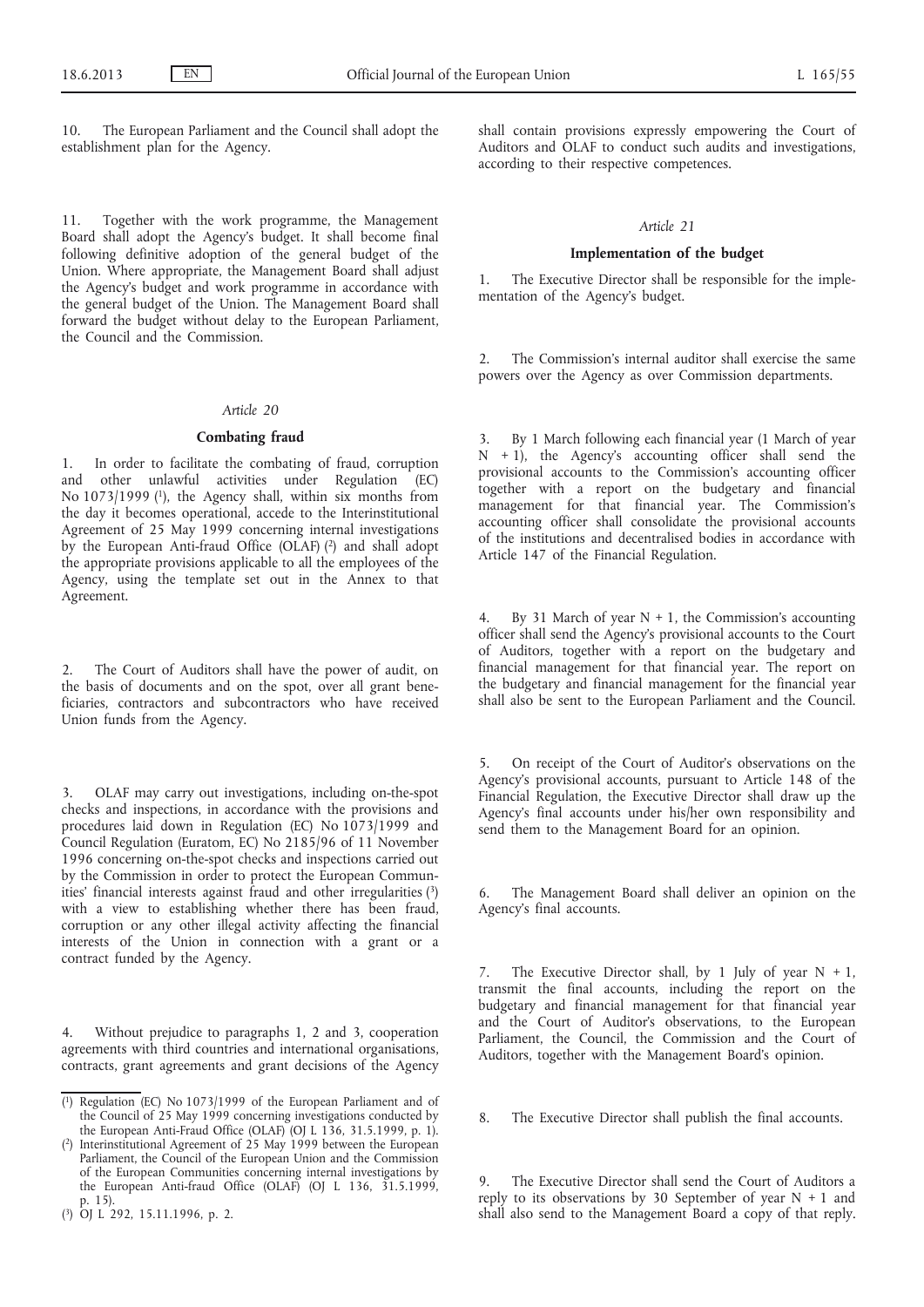10. The European Parliament and the Council shall adopt the establishment plan for the Agency.

11. Together with the work programme, the Management Board shall adopt the Agency's budget. It shall become final following definitive adoption of the general budget of the Union. Where appropriate, the Management Board shall adjust the Agency's budget and work programme in accordance with the general budget of the Union. The Management Board shall forward the budget without delay to the European Parliament, the Council and the Commission.

### *Article 20*

### **Combating fraud**

1. In order to facilitate the combating of fraud, corruption and other unlawful activities under Regulation (EC) No 1073/1999 [1], the Agency shall, within six months from the day it becomes operational, accede to the Interinstitutional Agreement of 25 May 1999 concerning internal investigations by the European Anti-fraud Office (OLAF) [2] and shall adopt the appropriate provisions applicable to all the employees of the Agency, using the template set out in the Annex to that Agreement.

2. The Court of Auditors shall have the power of audit, on the basis of documents and on the spot, over all grant beneficiaries, contractors and subcontractors who have received Union funds from the Agency.

3. OLAF may carry out investigations, including on-the-spot checks and inspections, in accordance with the provisions and procedures laid down in Regulation (EC) No 1073/1999 and Council Regulation (Euratom, EC) No 2185/96 of 11 November 1996 concerning on-the-spot checks and inspections carried out by the Commission in order to protect the European Communities' financial interests against fraud and other irregularities [3] with a view to establishing whether there has been fraud, corruption or any other illegal activity affecting the financial interests of the Union in connection with a grant or a contract funded by the Agency.

4. Without prejudice to paragraphs 1, 2 and 3, cooperation agreements with third countries and international organisations, contracts, grant agreements and grant decisions of the Agency shall contain provisions expressly empowering the Court of Auditors and OLAF to conduct such audits and investigations, according to their respective competences.

### *Article 21*

### **Implementation of the budget**

1. The Executive Director shall be responsible for the implementation of the Agency's budget.

2. The Commission's internal auditor shall exercise the same powers over the Agency as over Commission departments.

3. By 1 March following each financial year (1 March of year N + 1), the Agency's accounting officer shall send the provisional accounts to the Commission's accounting officer together with a report on the budgetary and financial management for that financial year. The Commission's accounting officer shall consolidate the provisional accounts of the institutions and decentralised bodies in accordance with Article 147 of the Financial Regulation.

4. By 31 March of year N + 1, the Commission's accounting officer shall send the Agency's provisional accounts to the Court of Auditors, together with a report on the budgetary and financial management for that financial year. The report on the budgetary and financial management for the financial year shall also be sent to the European Parliament and the Council.

5. On receipt of the Court of Auditor's observations on the Agency's provisional accounts, pursuant to Article 148 of the Financial Regulation, the Executive Director shall draw up the Agency's final accounts under his/her own responsibility and send them to the Management Board for an opinion.

6. The Management Board shall deliver an opinion on the Agency's final accounts.

7. The Executive Director shall, by 1 July of year N + 1, transmit the final accounts, including the report on the budgetary and financial management for that financial year and the Court of Auditor's observations, to the European Parliament, the Council, the Commission and the Court of Auditors, together with the Management Board's opinion.

8. The Executive Director shall publish the final accounts.

9. The Executive Director shall send the Court of Auditors a reply to its observations by 30 September of year N + 1 and shall also send to the Management Board a copy of that reply.

---

[1] Regulation (EC) No 1073/1999 of the European Parliament and of the Council of 25 May 1999 concerning investigations conducted by the European Anti-Fraud Office (OLAF) (OJ L 136, 31.5.1999, p. 1).

[2] Interinstitutional Agreement of 25 May 1999 between the European Parliament, the Council of the European Union and the Commission of the European Communities concerning internal investigations by the European Anti-fraud Office (OLAF) (OJ L 136, 31.5.1999, p. 15).

[3] OJ L 292, 15.11.1996, p. 2.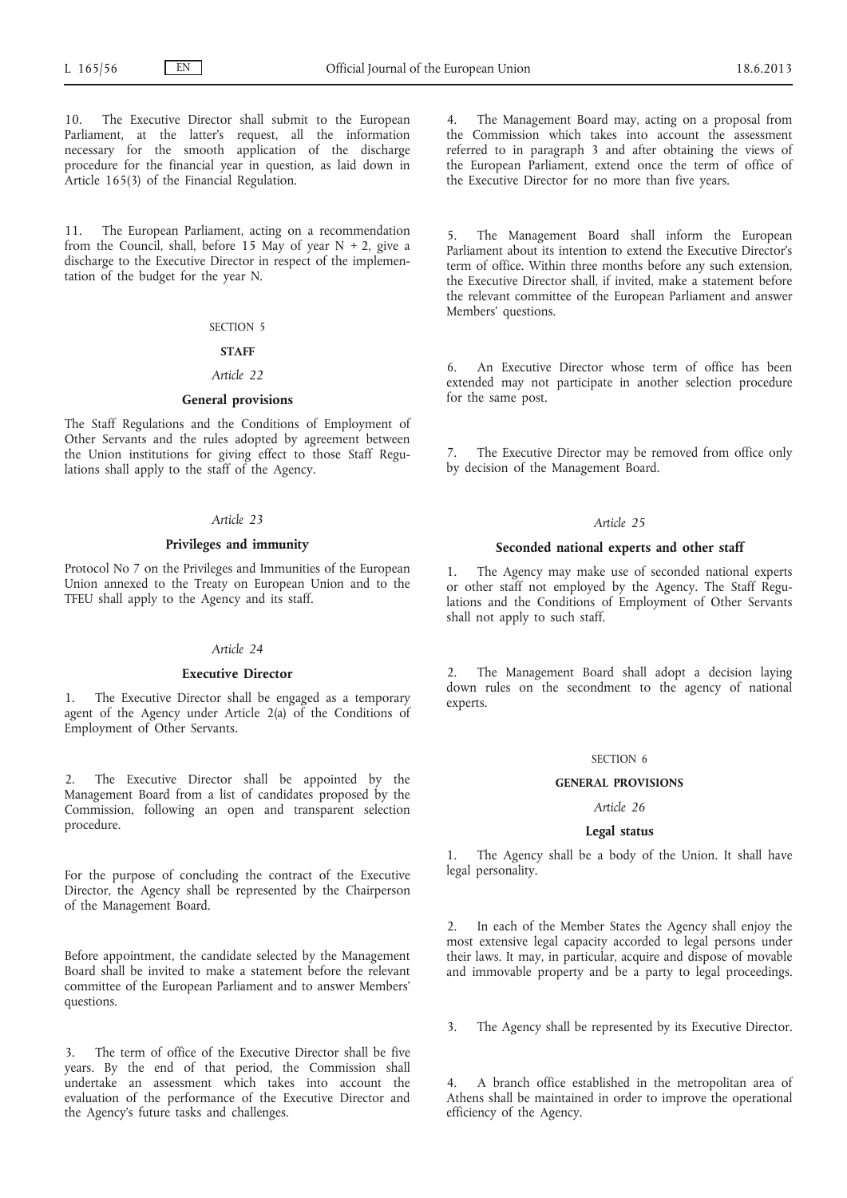10. The Executive Director shall submit to the European Parliament, at the latter's request, all the information necessary for the smooth application of the discharge procedure for the financial year in question, as laid down in Article 165(3) of the Financial Regulation.

11. The European Parliament, acting on a recommendation from the Council, shall, before 15 May of year N + 2, give a discharge to the Executive Director in respect of the implementation of the budget for the year N.

SECTION 5

## STAFF

*Article 22*

### General provisions

The Staff Regulations and the Conditions of Employment of Other Servants and the rules adopted by agreement between the Union institutions for giving effect to those Staff Regulations shall apply to the staff of the Agency.

*Article 23*

### Privileges and immunity

Protocol No 7 on the Privileges and Immunities of the European Union annexed to the Treaty on European Union and to the TFEU shall apply to the Agency and its staff.

*Article 24*

### Executive Director

1. The Executive Director shall be engaged as a temporary agent of the Agency under Article 2(a) of the Conditions of Employment of Other Servants.

2. The Executive Director shall be appointed by the Management Board from a list of candidates proposed by the Commission, following an open and transparent selection procedure.

For the purpose of concluding the contract of the Executive Director, the Agency shall be represented by the Chairperson of the Management Board.

Before appointment, the candidate selected by the Management Board shall be invited to make a statement before the relevant committee of the European Parliament and to answer Members' questions.

3. The term of office of the Executive Director shall be five years. By the end of that period, the Commission shall undertake an assessment which takes into account the evaluation of the performance of the Executive Director and the Agency's future tasks and challenges.

4. The Management Board may, acting on a proposal from the Commission which takes into account the assessment referred to in paragraph 3 and after obtaining the views of the European Parliament, extend once the term of office of the Executive Director for no more than five years.

5. The Management Board shall inform the European Parliament about its intention to extend the Executive Director's term of office. Within three months before any such extension, the Executive Director shall, if invited, make a statement before the relevant committee of the European Parliament and answer Members' questions.

6. An Executive Director whose term of office has been extended may not participate in another selection procedure for the same post.

7. The Executive Director may be removed from office only by decision of the Management Board.

*Article 25*

### Seconded national experts and other staff

1. The Agency may make use of seconded national experts or other staff not employed by the Agency. The Staff Regulations and the Conditions of Employment of Other Servants shall not apply to such staff.

2. The Management Board shall adopt a decision laying down rules on the secondment to the agency of national experts.

SECTION 6

## GENERAL PROVISIONS

*Article 26*

### Legal status

1. The Agency shall be a body of the Union. It shall have legal personality.

2. In each of the Member States the Agency shall enjoy the most extensive legal capacity accorded to legal persons under their laws. It may, in particular, acquire and dispose of movable and immovable property and be a party to legal proceedings.

3. The Agency shall be represented by its Executive Director.

4. A branch office established in the metropolitan area of Athens shall be maintained in order to improve the operational efficiency of the Agency.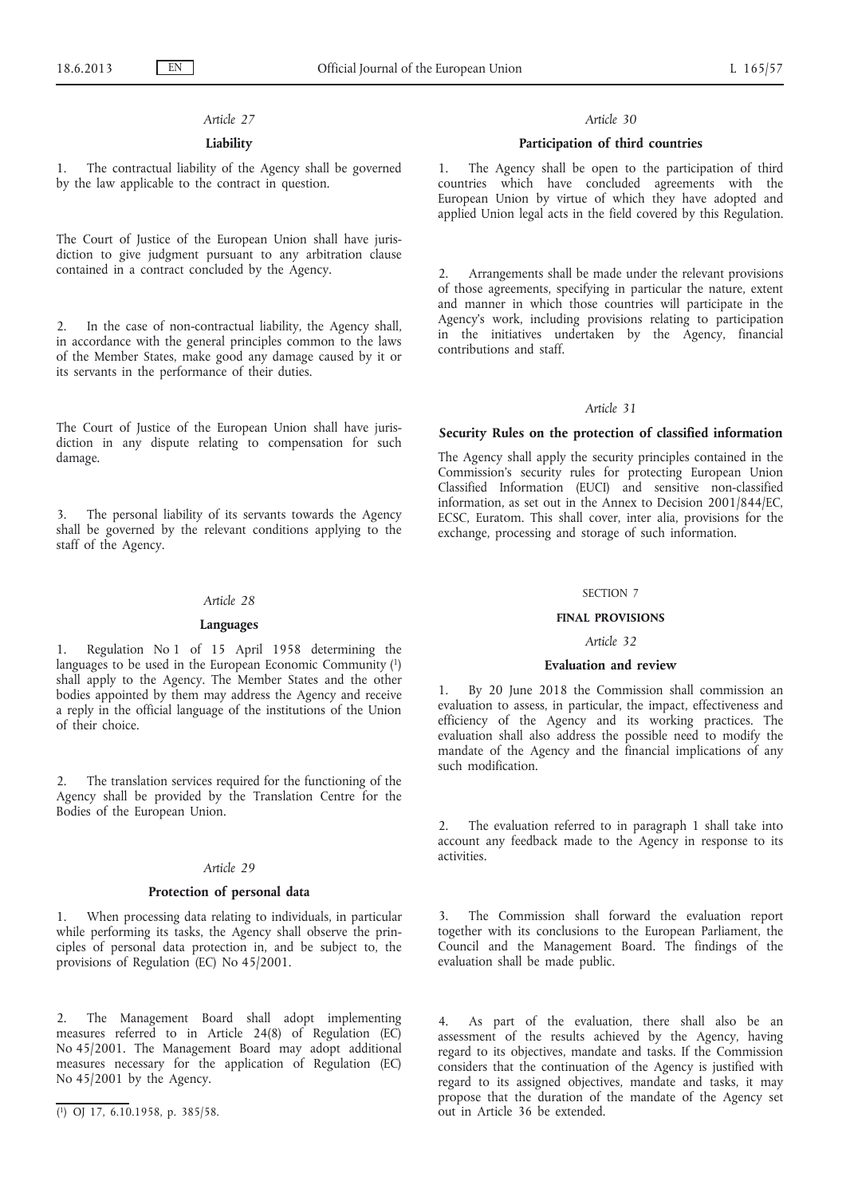*Article 27*

**Liability**

1. The contractual liability of the Agency shall be governed by the law applicable to the contract in question.

The Court of Justice of the European Union shall have jurisdiction to give judgment pursuant to any arbitration clause contained in a contract concluded by the Agency.

2. In the case of non-contractual liability, the Agency shall, in accordance with the general principles common to the laws of the Member States, make good any damage caused by it or its servants in the performance of their duties.

The Court of Justice of the European Union shall have jurisdiction in any dispute relating to compensation for such damage.

3. The personal liability of its servants towards the Agency shall be governed by the relevant conditions applying to the staff of the Agency.

*Article 28*

**Languages**

1. Regulation No 1 of 15 April 1958 determining the languages to be used in the European Economic Community [1] shall apply to the Agency. The Member States and the other bodies appointed by them may address the Agency and receive a reply in the official language of the institutions of the Union of their choice.

2. The translation services required for the functioning of the Agency shall be provided by the Translation Centre for the Bodies of the European Union.

*Article 29*

**Protection of personal data**

1. When processing data relating to individuals, in particular while performing its tasks, the Agency shall observe the principles of personal data protection in, and be subject to, the provisions of Regulation (EC) No 45/2001.

2. The Management Board shall adopt implementing measures referred to in Article 24(8) of Regulation (EC) No 45/2001. The Management Board may adopt additional measures necessary for the application of Regulation (EC) No 45/2001 by the Agency.

*Article 30*

**Participation of third countries**

1. The Agency shall be open to the participation of third countries which have concluded agreements with the European Union by virtue of which they have adopted and applied Union legal acts in the field covered by this Regulation.

2. Arrangements shall be made under the relevant provisions of those agreements, specifying in particular the nature, extent and manner in which those countries will participate in the Agency's work, including provisions relating to participation in the initiatives undertaken by the Agency, financial contributions and staff.

*Article 31*

**Security Rules on the protection of classified information**

The Agency shall apply the security principles contained in the Commission's security rules for protecting European Union Classified Information (EUCI) and sensitive non-classified information, as set out in the Annex to Decision 2001/844/EC, ECSC, Euratom. This shall cover, inter alia, provisions for the exchange, processing and storage of such information.

SECTION 7

**FINAL PROVISIONS**

*Article 32*

**Evaluation and review**

1. By 20 June 2018 the Commission shall commission an evaluation to assess, in particular, the impact, effectiveness and efficiency of the Agency and its working practices. The evaluation shall also address the possible need to modify the mandate of the Agency and the financial implications of any such modification.

2. The evaluation referred to in paragraph 1 shall take into account any feedback made to the Agency in response to its activities.

3. The Commission shall forward the evaluation report together with its conclusions to the European Parliament, the Council and the Management Board. The findings of the evaluation shall be made public.

4. As part of the evaluation, there shall also be an assessment of the results achieved by the Agency, having regard to its objectives, mandate and tasks. If the Commission considers that the continuation of the Agency is justified with regard to its assigned objectives, mandate and tasks, it may propose that the duration of the mandate of the Agency set out in Article 36 be extended.

---

[1] OJ 17, 6.10.1958, p. 385/58.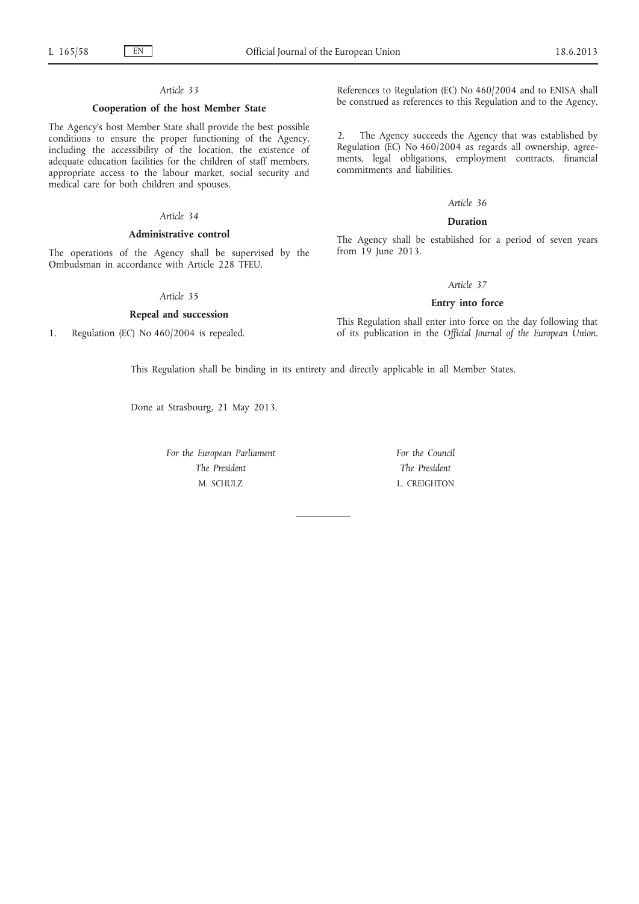*Article 33*

**Cooperation of the host Member State**

The Agency's host Member State shall provide the best possible conditions to ensure the proper functioning of the Agency, including the accessibility of the location, the existence of adequate education facilities for the children of staff members, appropriate access to the labour market, social security and medical care for both children and spouses.

*Article 34*

**Administrative control**

The operations of the Agency shall be supervised by the Ombudsman in accordance with Article 228 TFEU.

*Article 35*

**Repeal and succession**

1. Regulation (EC) No 460/2004 is repealed.

References to Regulation (EC) No 460/2004 and to ENISA shall be construed as references to this Regulation and to the Agency.

2. The Agency succeeds the Agency that was established by Regulation (EC) No 460/2004 as regards all ownership, agreements, legal obligations, employment contracts, financial commitments and liabilities.

*Article 36*

**Duration**

The Agency shall be established for a period of seven years from 19 June 2013.

*Article 37*

**Entry into force**

This Regulation shall enter into force on the day following that of its publication in the *Official Journal of the European Union*.

This Regulation shall be binding in its entirety and directly applicable in all Member States.

Done at Strasbourg, 21 May 2013.

*For the European Parliament*
*The President*
M. SCHULZ

*For the Council*
*The President*
L. CREIGHTON